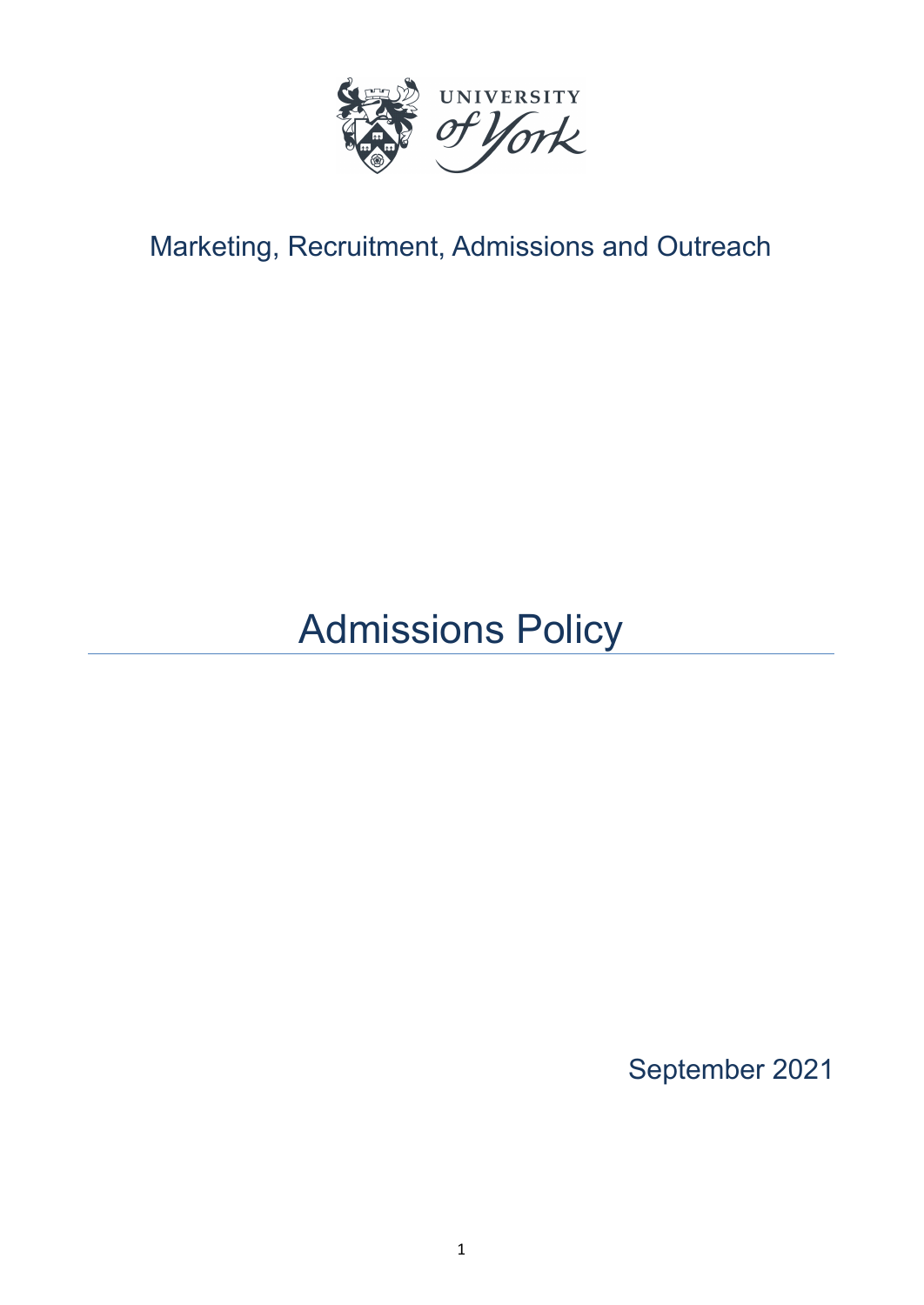UNIVERSITY of York

Marketing, Recruitment, Admissions and Outreach

# Admissions Policy

September 2021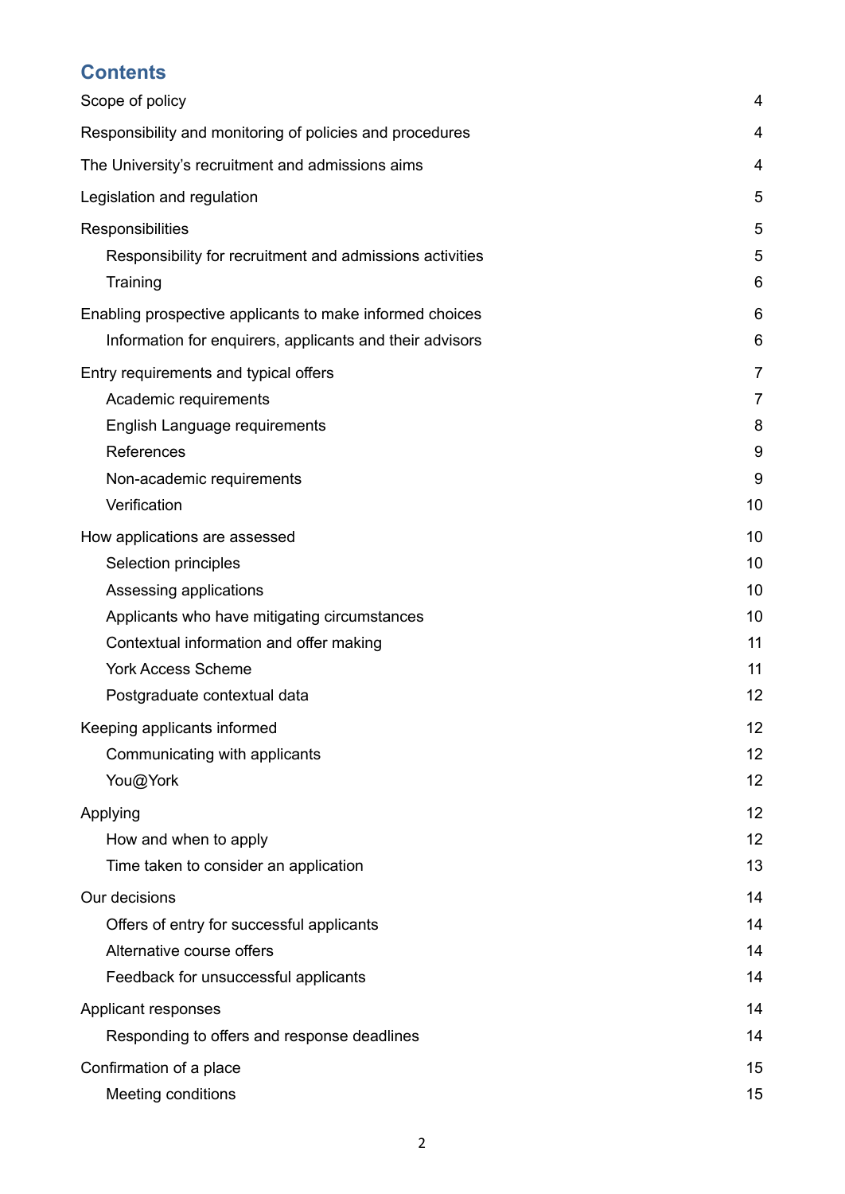## Contents

| | |
|---|---|
| Scope of policy | 4 |
| Responsibility and monitoring of policies and procedures | 4 |
| The University's recruitment and admissions aims | 4 |
| Legislation and regulation | 5 |
| Responsibilities | 5 |
| Responsibility for recruitment and admissions activities | 5 |
| Training | 6 |
| Enabling prospective applicants to make informed choices | 6 |
| Information for enquirers, applicants and their advisors | 6 |
| Entry requirements and typical offers | 7 |
| Academic requirements | 7 |
| English Language requirements | 8 |
| References | 9 |
| Non-academic requirements | 9 |
| Verification | 10 |
| How applications are assessed | 10 |
| Selection principles | 10 |
| Assessing applications | 10 |
| Applicants who have mitigating circumstances | 10 |
| Contextual information and offer making | 11 |
| York Access Scheme | 11 |
| Postgraduate contextual data | 12 |
| Keeping applicants informed | 12 |
| Communicating with applicants | 12 |
| You@York | 12 |
| Applying | 12 |
| How and when to apply | 12 |
| Time taken to consider an application | 13 |
| Our decisions | 14 |
| Offers of entry for successful applicants | 14 |
| Alternative course offers | 14 |
| Feedback for unsuccessful applicants | 14 |
| Applicant responses | 14 |
| Responding to offers and response deadlines | 14 |
| Confirmation of a place | 15 |
| Meeting conditions | 15 |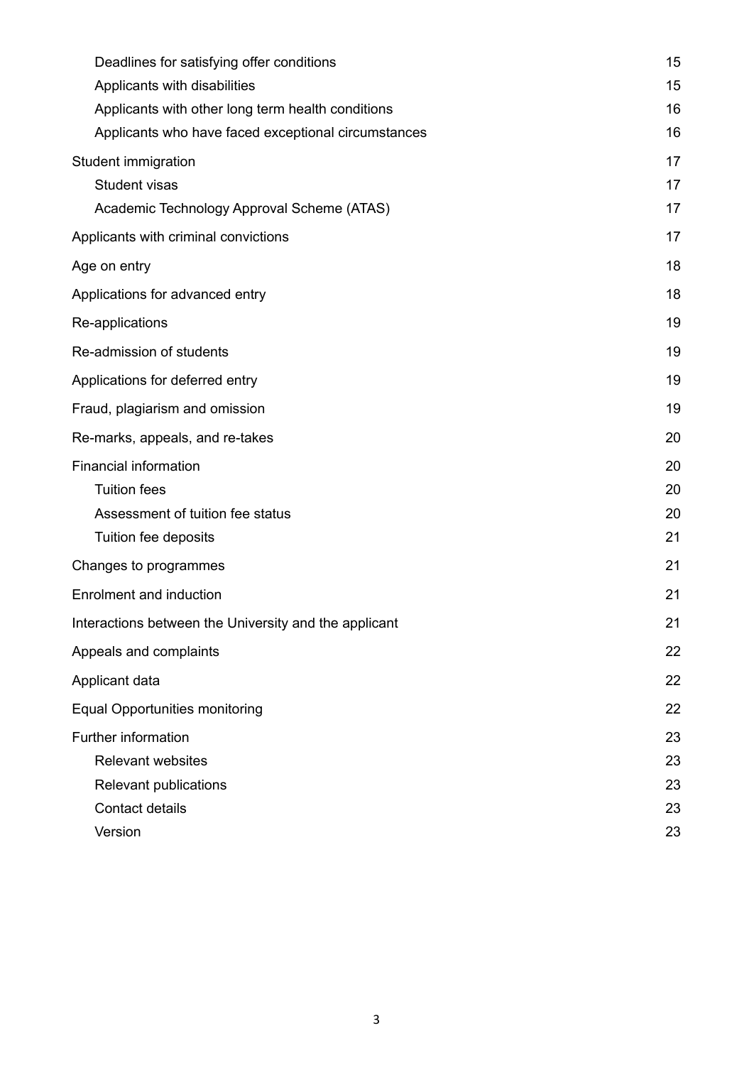- Deadlines for satisfying offer conditions 15
- Applicants with disabilities 15
- Applicants with other long term health conditions 16
- Applicants who have faced exceptional circumstances 16

Student immigration 17

- Student visas 17
- Academic Technology Approval Scheme (ATAS) 17

Applicants with criminal convictions 17

Age on entry 18

Applications for advanced entry 18

Re-applications 19

Re-admission of students 19

Applications for deferred entry 19

Fraud, plagiarism and omission 19

Re-marks, appeals, and re-takes 20

Financial information 20

- Tuition fees 20
- Assessment of tuition fee status 20
- Tuition fee deposits 21

Changes to programmes 21

Enrolment and induction 21

Interactions between the University and the applicant 21

Appeals and complaints 22

Applicant data 22

Equal Opportunities monitoring 22

Further information 23

- Relevant websites 23
- Relevant publications 23
- Contact details 23
- Version 23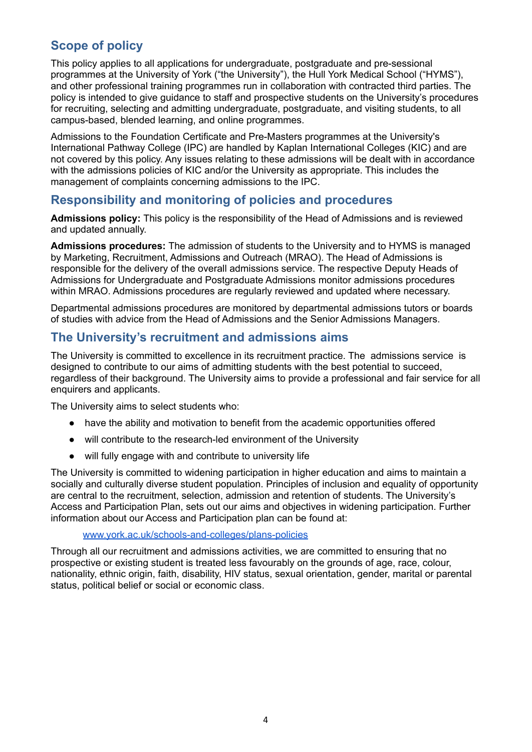## Scope of policy

This policy applies to all applications for undergraduate, postgraduate and pre-sessional programmes at the University of York ("the University"), the Hull York Medical School ("HYMS"), and other professional training programmes run in collaboration with contracted third parties. The policy is intended to give guidance to staff and prospective students on the University's procedures for recruiting, selecting and admitting undergraduate, postgraduate, and visiting students, to all campus-based, blended learning, and online programmes.

Admissions to the Foundation Certificate and Pre-Masters programmes at the University's International Pathway College (IPC) are handled by Kaplan International Colleges (KIC) and are not covered by this policy. Any issues relating to these admissions will be dealt with in accordance with the admissions policies of KIC and/or the University as appropriate. This includes the management of complaints concerning admissions to the IPC.

## Responsibility and monitoring of policies and procedures

**Admissions policy:** This policy is the responsibility of the Head of Admissions and is reviewed and updated annually.

**Admissions procedures:** The admission of students to the University and to HYMS is managed by Marketing, Recruitment, Admissions and Outreach (MRAO). The Head of Admissions is responsible for the delivery of the overall admissions service. The respective Deputy Heads of Admissions for Undergraduate and Postgraduate Admissions monitor admissions procedures within MRAO. Admissions procedures are regularly reviewed and updated where necessary.

Departmental admissions procedures are monitored by departmental admissions tutors or boards of studies with advice from the Head of Admissions and the Senior Admissions Managers.

## The University's recruitment and admissions aims

The University is committed to excellence in its recruitment practice. The admissions service is designed to contribute to our aims of admitting students with the best potential to succeed, regardless of their background. The University aims to provide a professional and fair service for all enquirers and applicants.

The University aims to select students who:

- have the ability and motivation to benefit from the academic opportunities offered
- will contribute to the research-led environment of the University
- will fully engage with and contribute to university life

The University is committed to widening participation in higher education and aims to maintain a socially and culturally diverse student population. Principles of inclusion and equality of opportunity are central to the recruitment, selection, admission and retention of students. The University's Access and Participation Plan, sets out our aims and objectives in widening participation. Further information about our Access and Participation plan can be found at:

[www.york.ac.uk/schools-and-colleges/plans-policies](www.york.ac.uk/schools-and-colleges/plans-policies)

Through all our recruitment and admissions activities, we are committed to ensuring that no prospective or existing student is treated less favourably on the grounds of age, race, colour, nationality, ethnic origin, faith, disability, HIV status, sexual orientation, gender, marital or parental status, political belief or social or economic class.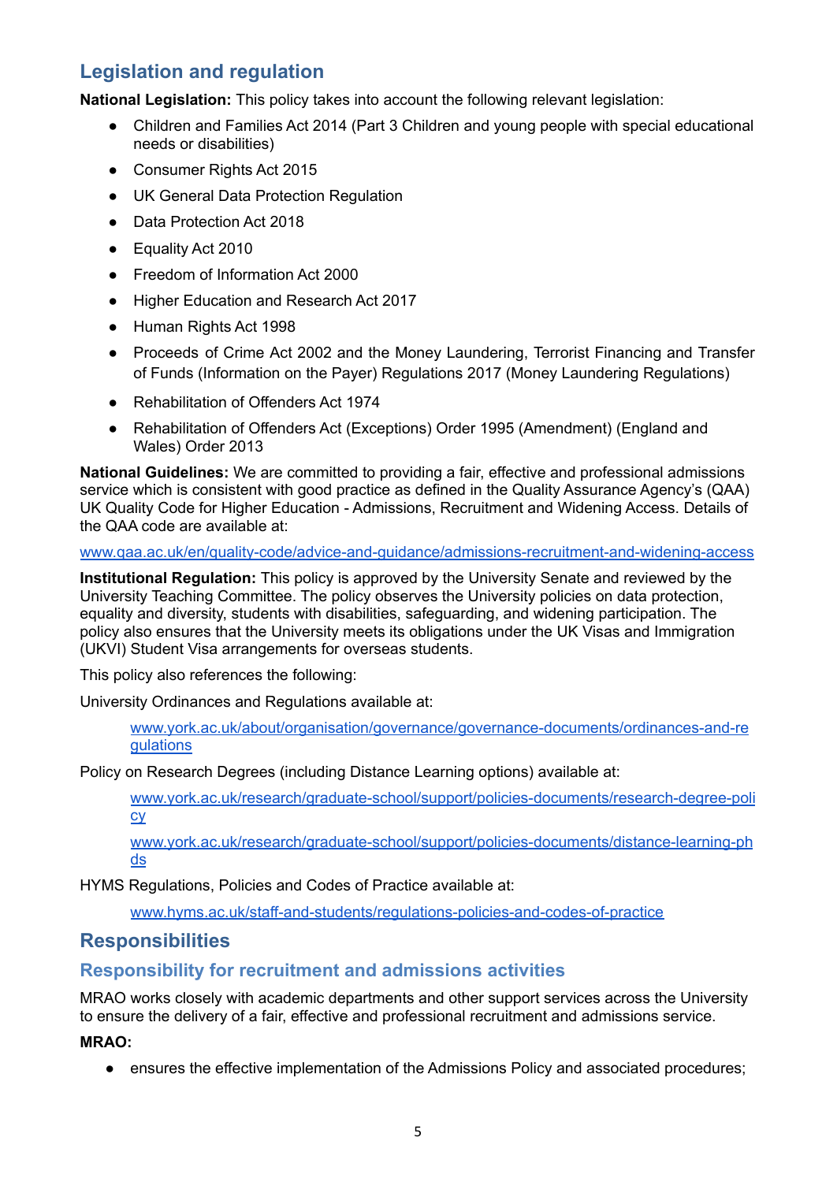## Legislation and regulation

**National Legislation:** This policy takes into account the following relevant legislation:

- Children and Families Act 2014 (Part 3 Children and young people with special educational needs or disabilities)
- Consumer Rights Act 2015
- UK General Data Protection Regulation
- Data Protection Act 2018
- Equality Act 2010
- Freedom of Information Act 2000
- Higher Education and Research Act 2017
- Human Rights Act 1998
- Proceeds of Crime Act 2002 and the Money Laundering, Terrorist Financing and Transfer of Funds (Information on the Payer) Regulations 2017 (Money Laundering Regulations)
- Rehabilitation of Offenders Act 1974
- Rehabilitation of Offenders Act (Exceptions) Order 1995 (Amendment) (England and Wales) Order 2013

**National Guidelines:** We are committed to providing a fair, effective and professional admissions service which is consistent with good practice as defined in the Quality Assurance Agency's (QAA) UK Quality Code for Higher Education - Admissions, Recruitment and Widening Access. Details of the QAA code are available at:

www.qaa.ac.uk/en/quality-code/advice-and-guidance/admissions-recruitment-and-widening-access

**Institutional Regulation:** This policy is approved by the University Senate and reviewed by the University Teaching Committee. The policy observes the University policies on data protection, equality and diversity, students with disabilities, safeguarding, and widening participation. The policy also ensures that the University meets its obligations under the UK Visas and Immigration (UKVI) Student Visa arrangements for overseas students.

This policy also references the following:

University Ordinances and Regulations available at:

> www.york.ac.uk/about/organisation/governance/governance-documents/ordinances-and-regulations

Policy on Research Degrees (including Distance Learning options) available at:

> www.york.ac.uk/research/graduate-school/support/policies-documents/research-degree-policy
>
> www.york.ac.uk/research/graduate-school/support/policies-documents/distance-learning-phds

HYMS Regulations, Policies and Codes of Practice available at:

> www.hyms.ac.uk/staff-and-students/regulations-policies-and-codes-of-practice

## Responsibilities

### Responsibility for recruitment and admissions activities

MRAO works closely with academic departments and other support services across the University to ensure the delivery of a fair, effective and professional recruitment and admissions service.

**MRAO:**

- ensures the effective implementation of the Admissions Policy and associated procedures;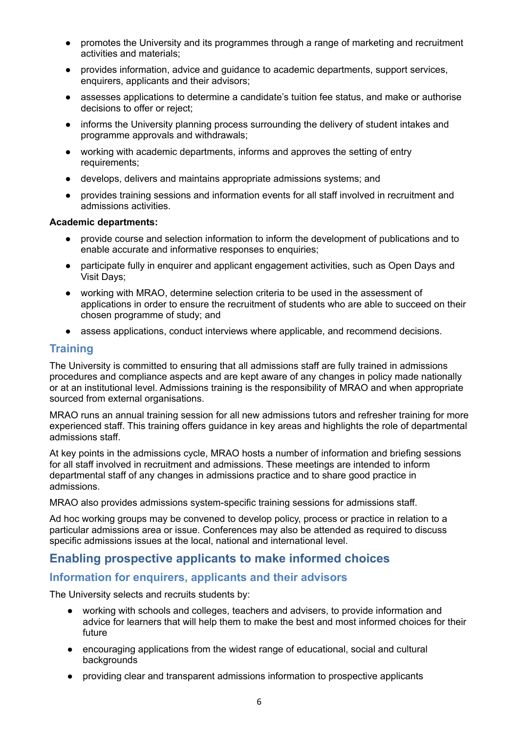- promotes the University and its programmes through a range of marketing and recruitment activities and materials;
- provides information, advice and guidance to academic departments, support services, enquirers, applicants and their advisors;
- assesses applications to determine a candidate's tuition fee status, and make or authorise decisions to offer or reject;
- informs the University planning process surrounding the delivery of student intakes and programme approvals and withdrawals;
- working with academic departments, informs and approves the setting of entry requirements;
- develops, delivers and maintains appropriate admissions systems; and
- provides training sessions and information events for all staff involved in recruitment and admissions activities.

**Academic departments:**

- provide course and selection information to inform the development of publications and to enable accurate and informative responses to enquiries;
- participate fully in enquirer and applicant engagement activities, such as Open Days and Visit Days;
- working with MRAO, determine selection criteria to be used in the assessment of applications in order to ensure the recruitment of students who are able to succeed on their chosen programme of study; and
- assess applications, conduct interviews where applicable, and recommend decisions.

### Training

The University is committed to ensuring that all admissions staff are fully trained in admissions procedures and compliance aspects and are kept aware of any changes in policy made nationally or at an institutional level. Admissions training is the responsibility of MRAO and when appropriate sourced from external organisations.

MRAO runs an annual training session for all new admissions tutors and refresher training for more experienced staff. This training offers guidance in key areas and highlights the role of departmental admissions staff.

At key points in the admissions cycle, MRAO hosts a number of information and briefing sessions for all staff involved in recruitment and admissions. These meetings are intended to inform departmental staff of any changes in admissions practice and to share good practice in admissions.

MRAO also provides admissions system-specific training sessions for admissions staff.

Ad hoc working groups may be convened to develop policy, process or practice in relation to a particular admissions area or issue. Conferences may also be attended as required to discuss specific admissions issues at the local, national and international level.

## Enabling prospective applicants to make informed choices

### Information for enquirers, applicants and their advisors

The University selects and recruits students by:

- working with schools and colleges, teachers and advisers, to provide information and advice for learners that will help them to make the best and most informed choices for their future
- encouraging applications from the widest range of educational, social and cultural backgrounds
- providing clear and transparent admissions information to prospective applicants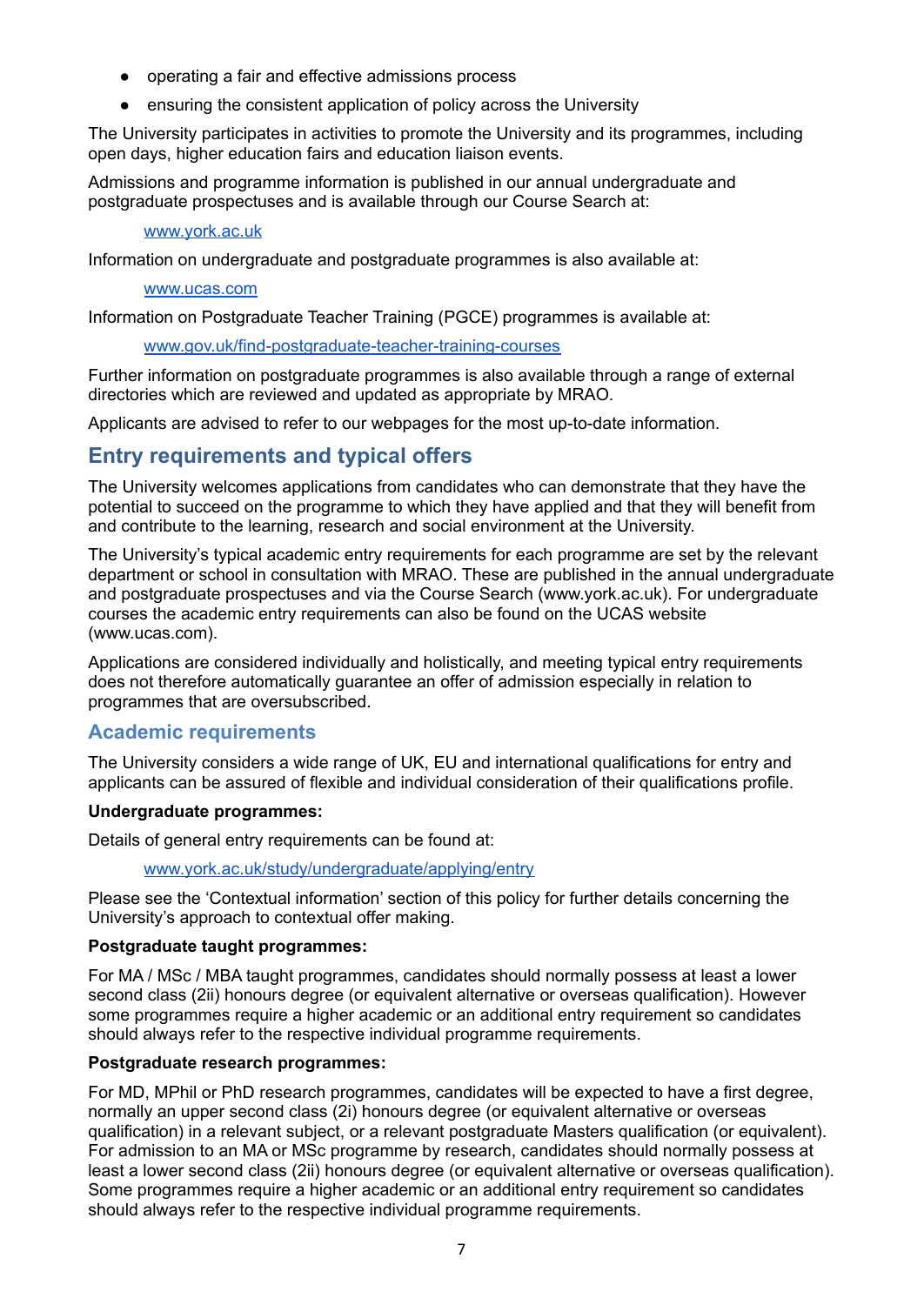- operating a fair and effective admissions process
- ensuring the consistent application of policy across the University

The University participates in activities to promote the University and its programmes, including open days, higher education fairs and education liaison events.

Admissions and programme information is published in our annual undergraduate and postgraduate prospectuses and is available through our Course Search at:

> www.york.ac.uk

Information on undergraduate and postgraduate programmes is also available at:

> www.ucas.com

Information on Postgraduate Teacher Training (PGCE) programmes is available at:

> www.gov.uk/find-postgraduate-teacher-training-courses

Further information on postgraduate programmes is also available through a range of external directories which are reviewed and updated as appropriate by MRAO.

Applicants are advised to refer to our webpages for the most up-to-date information.

## Entry requirements and typical offers

The University welcomes applications from candidates who can demonstrate that they have the potential to succeed on the programme to which they have applied and that they will benefit from and contribute to the learning, research and social environment at the University.

The University's typical academic entry requirements for each programme are set by the relevant department or school in consultation with MRAO. These are published in the annual undergraduate and postgraduate prospectuses and via the Course Search (www.york.ac.uk). For undergraduate courses the academic entry requirements can also be found on the UCAS website (www.ucas.com).

Applications are considered individually and holistically, and meeting typical entry requirements does not therefore automatically guarantee an offer of admission especially in relation to programmes that are oversubscribed.

### Academic requirements

The University considers a wide range of UK, EU and international qualifications for entry and applicants can be assured of flexible and individual consideration of their qualifications profile.

**Undergraduate programmes:**

Details of general entry requirements can be found at:

> www.york.ac.uk/study/undergraduate/applying/entry

Please see the 'Contextual information' section of this policy for further details concerning the University's approach to contextual offer making.

**Postgraduate taught programmes:**

For MA / MSc / MBA taught programmes, candidates should normally possess at least a lower second class (2ii) honours degree (or equivalent alternative or overseas qualification). However some programmes require a higher academic or an additional entry requirement so candidates should always refer to the respective individual programme requirements.

**Postgraduate research programmes:**

For MD, MPhil or PhD research programmes, candidates will be expected to have a first degree, normally an upper second class (2i) honours degree (or equivalent alternative or overseas qualification) in a relevant subject, or a relevant postgraduate Masters qualification (or equivalent). For admission to an MA or MSc programme by research, candidates should normally possess at least a lower second class (2ii) honours degree (or equivalent alternative or overseas qualification). Some programmes require a higher academic or an additional entry requirement so candidates should always refer to the respective individual programme requirements.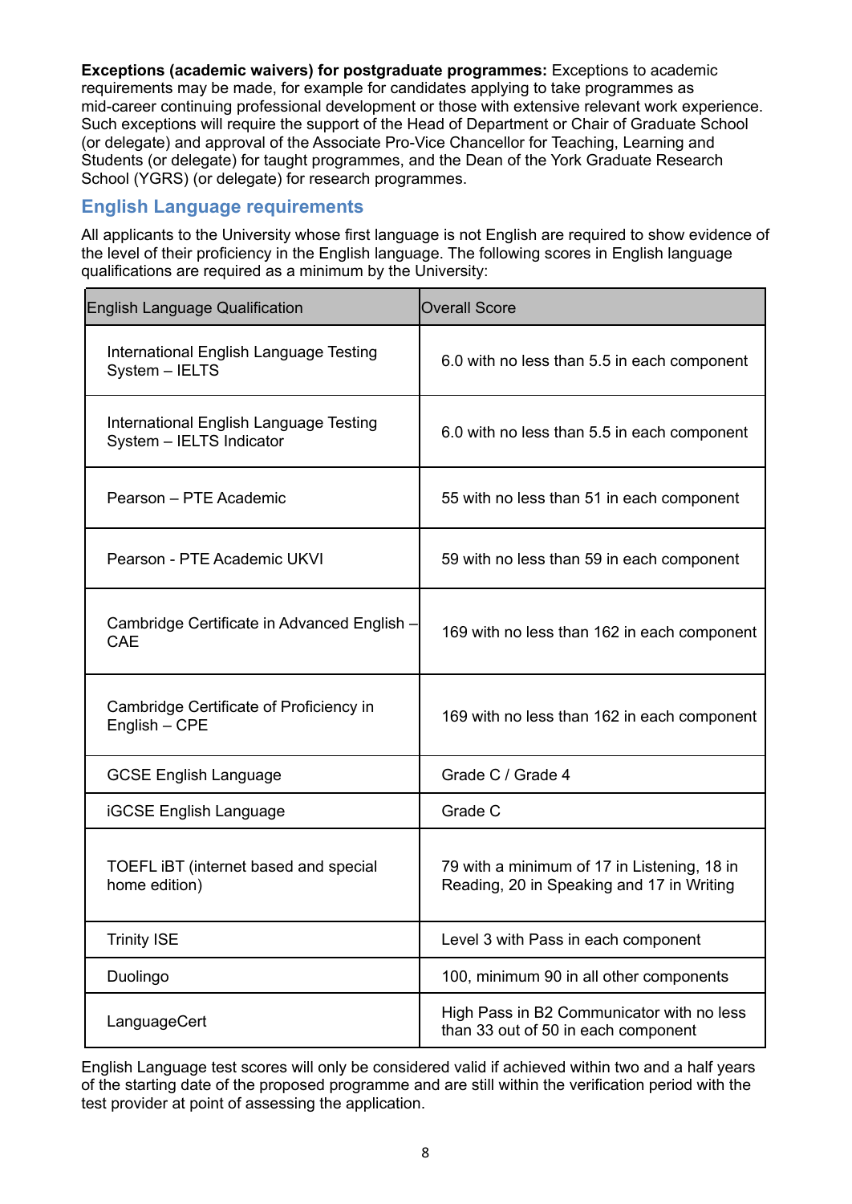**Exceptions (academic waivers) for postgraduate programmes:** Exceptions to academic requirements may be made, for example for candidates applying to take programmes as mid-career continuing professional development or those with extensive relevant work experience. Such exceptions will require the support of the Head of Department or Chair of Graduate School (or delegate) and approval of the Associate Pro-Vice Chancellor for Teaching, Learning and Students (or delegate) for taught programmes, and the Dean of the York Graduate Research School (YGRS) (or delegate) for research programmes.

## English Language requirements

All applicants to the University whose first language is not English are required to show evidence of the level of their proficiency in the English language. The following scores in English language qualifications are required as a minimum by the University:

| English Language Qualification | Overall Score |
|---|---|
| International English Language Testing System – IELTS | 6.0 with no less than 5.5 in each component |
| International English Language Testing System – IELTS Indicator | 6.0 with no less than 5.5 in each component |
| Pearson – PTE Academic | 55 with no less than 51 in each component |
| Pearson - PTE Academic UKVI | 59 with no less than 59 in each component |
| Cambridge Certificate in Advanced English – CAE | 169 with no less than 162 in each component |
| Cambridge Certificate of Proficiency in English – CPE | 169 with no less than 162 in each component |
| GCSE English Language | Grade C / Grade 4 |
| iGCSE English Language | Grade C |
| TOEFL iBT (internet based and special home edition) | 79 with a minimum of 17 in Listening, 18 in Reading, 20 in Speaking and 17 in Writing |
| Trinity ISE | Level 3 with Pass in each component |
| Duolingo | 100, minimum 90 in all other components |
| LanguageCert | High Pass in B2 Communicator with no less than 33 out of 50 in each component |

English Language test scores will only be considered valid if achieved within two and a half years of the starting date of the proposed programme and are still within the verification period with the test provider at point of assessing the application.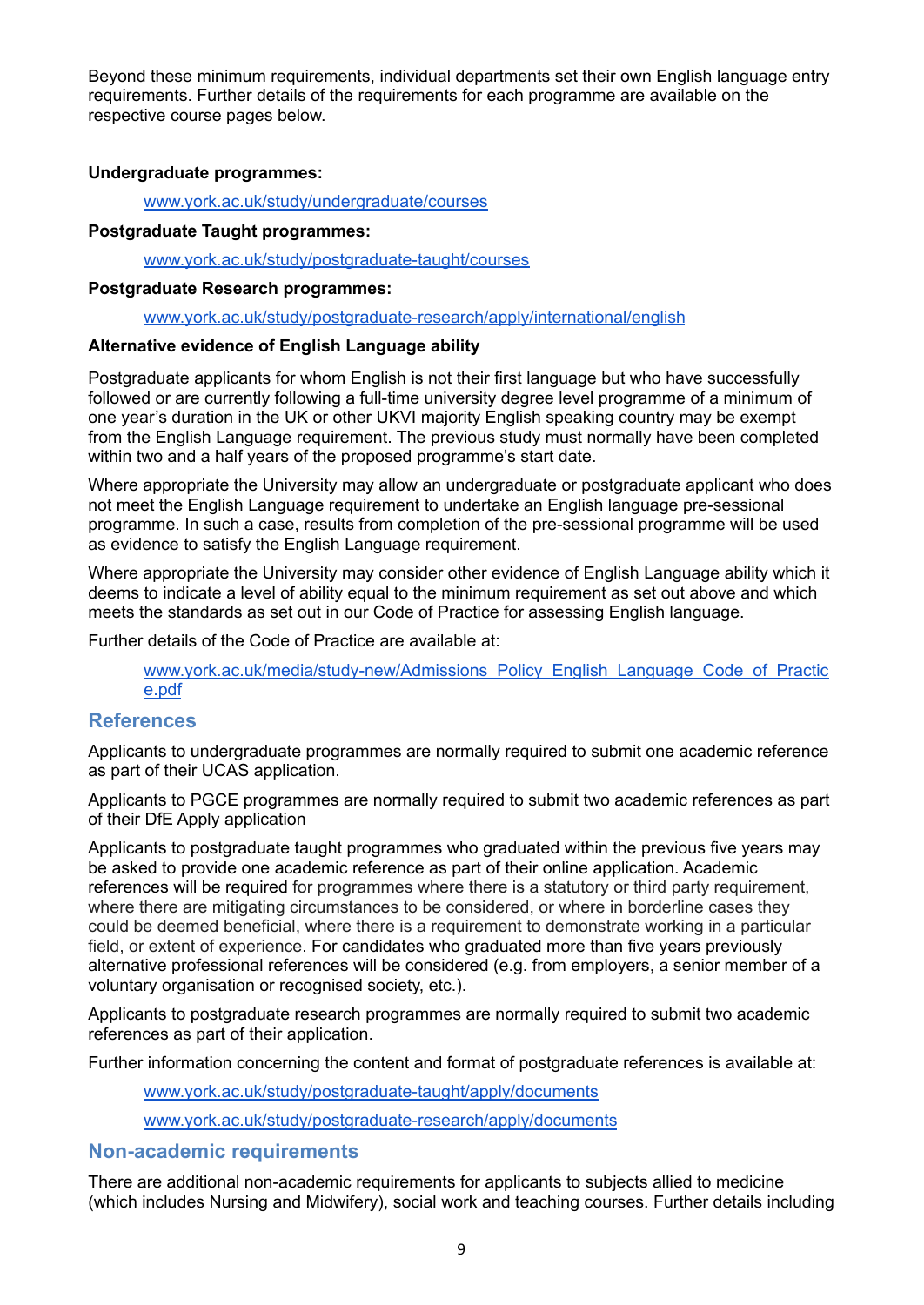Beyond these minimum requirements, individual departments set their own English language entry requirements. Further details of the requirements for each programme are available on the respective course pages below.

**Undergraduate programmes:**

[www.york.ac.uk/study/undergraduate/courses](www.york.ac.uk/study/undergraduate/courses)

**Postgraduate Taught programmes:**

[www.york.ac.uk/study/postgraduate-taught/courses](www.york.ac.uk/study/postgraduate-taught/courses)

**Postgraduate Research programmes:**

[www.york.ac.uk/study/postgraduate-research/apply/international/english](www.york.ac.uk/study/postgraduate-research/apply/international/english)

**Alternative evidence of English Language ability**

Postgraduate applicants for whom English is not their first language but who have successfully followed or are currently following a full-time university degree level programme of a minimum of one year's duration in the UK or other UKVI majority English speaking country may be exempt from the English Language requirement. The previous study must normally have been completed within two and a half years of the proposed programme's start date.

Where appropriate the University may allow an undergraduate or postgraduate applicant who does not meet the English Language requirement to undertake an English language pre-sessional programme. In such a case, results from completion of the pre-sessional programme will be used as evidence to satisfy the English Language requirement.

Where appropriate the University may consider other evidence of English Language ability which it deems to indicate a level of ability equal to the minimum requirement as set out above and which meets the standards as set out in our Code of Practice for assessing English language.

Further details of the Code of Practice are available at:

[www.york.ac.uk/media/study-new/Admissions_Policy_English_Language_Code_of_Practice.pdf](www.york.ac.uk/media/study-new/Admissions_Policy_English_Language_Code_of_Practice.pdf)

## References

Applicants to undergraduate programmes are normally required to submit one academic reference as part of their UCAS application.

Applicants to PGCE programmes are normally required to submit two academic references as part of their DfE Apply application

Applicants to postgraduate taught programmes who graduated within the previous five years may be asked to provide one academic reference as part of their online application. Academic references will be required for programmes where there is a statutory or third party requirement, where there are mitigating circumstances to be considered, or where in borderline cases they could be deemed beneficial, where there is a requirement to demonstrate working in a particular field, or extent of experience. For candidates who graduated more than five years previously alternative professional references will be considered (e.g. from employers, a senior member of a voluntary organisation or recognised society, etc.).

Applicants to postgraduate research programmes are normally required to submit two academic references as part of their application.

Further information concerning the content and format of postgraduate references is available at:

[www.york.ac.uk/study/postgraduate-taught/apply/documents](www.york.ac.uk/study/postgraduate-taught/apply/documents)

[www.york.ac.uk/study/postgraduate-research/apply/documents](www.york.ac.uk/study/postgraduate-research/apply/documents)

## Non-academic requirements

There are additional non-academic requirements for applicants to subjects allied to medicine (which includes Nursing and Midwifery), social work and teaching courses. Further details including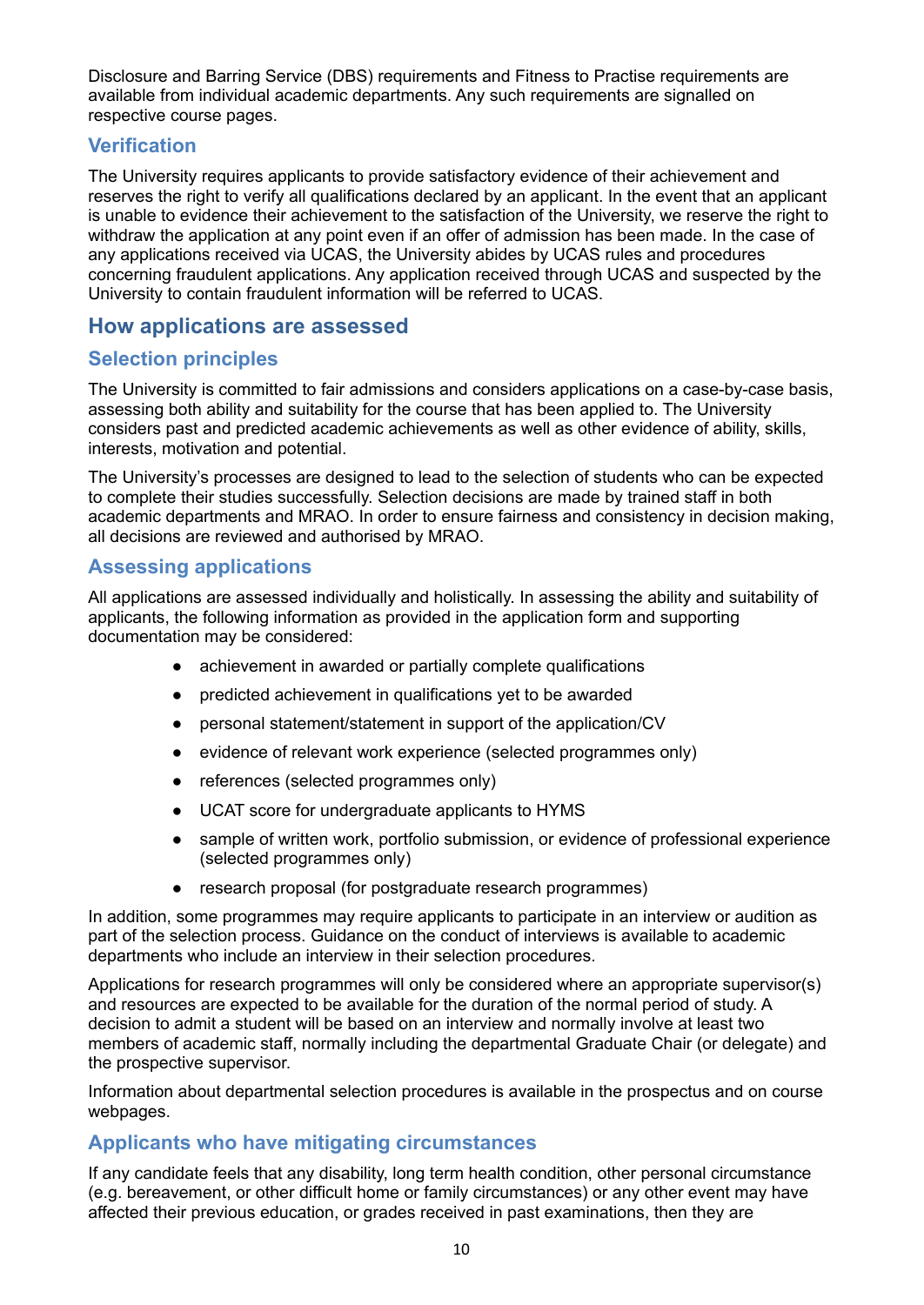Disclosure and Barring Service (DBS) requirements and Fitness to Practise requirements are available from individual academic departments. Any such requirements are signalled on respective course pages.

### Verification

The University requires applicants to provide satisfactory evidence of their achievement and reserves the right to verify all qualifications declared by an applicant. In the event that an applicant is unable to evidence their achievement to the satisfaction of the University, we reserve the right to withdraw the application at any point even if an offer of admission has been made. In the case of any applications received via UCAS, the University abides by UCAS rules and procedures concerning fraudulent applications. Any application received through UCAS and suspected by the University to contain fraudulent information will be referred to UCAS.

## How applications are assessed

### Selection principles

The University is committed to fair admissions and considers applications on a case-by-case basis, assessing both ability and suitability for the course that has been applied to. The University considers past and predicted academic achievements as well as other evidence of ability, skills, interests, motivation and potential.

The University's processes are designed to lead to the selection of students who can be expected to complete their studies successfully. Selection decisions are made by trained staff in both academic departments and MRAO. In order to ensure fairness and consistency in decision making, all decisions are reviewed and authorised by MRAO.

### Assessing applications

All applications are assessed individually and holistically. In assessing the ability and suitability of applicants, the following information as provided in the application form and supporting documentation may be considered:

- achievement in awarded or partially complete qualifications
- predicted achievement in qualifications yet to be awarded
- personal statement/statement in support of the application/CV
- evidence of relevant work experience (selected programmes only)
- references (selected programmes only)
- UCAT score for undergraduate applicants to HYMS
- sample of written work, portfolio submission, or evidence of professional experience (selected programmes only)
- research proposal (for postgraduate research programmes)

In addition, some programmes may require applicants to participate in an interview or audition as part of the selection process. Guidance on the conduct of interviews is available to academic departments who include an interview in their selection procedures.

Applications for research programmes will only be considered where an appropriate supervisor(s) and resources are expected to be available for the duration of the normal period of study. A decision to admit a student will be based on an interview and normally involve at least two members of academic staff, normally including the departmental Graduate Chair (or delegate) and the prospective supervisor.

Information about departmental selection procedures is available in the prospectus and on course webpages.

### Applicants who have mitigating circumstances

If any candidate feels that any disability, long term health condition, other personal circumstance (e.g. bereavement, or other difficult home or family circumstances) or any other event may have affected their previous education, or grades received in past examinations, then they are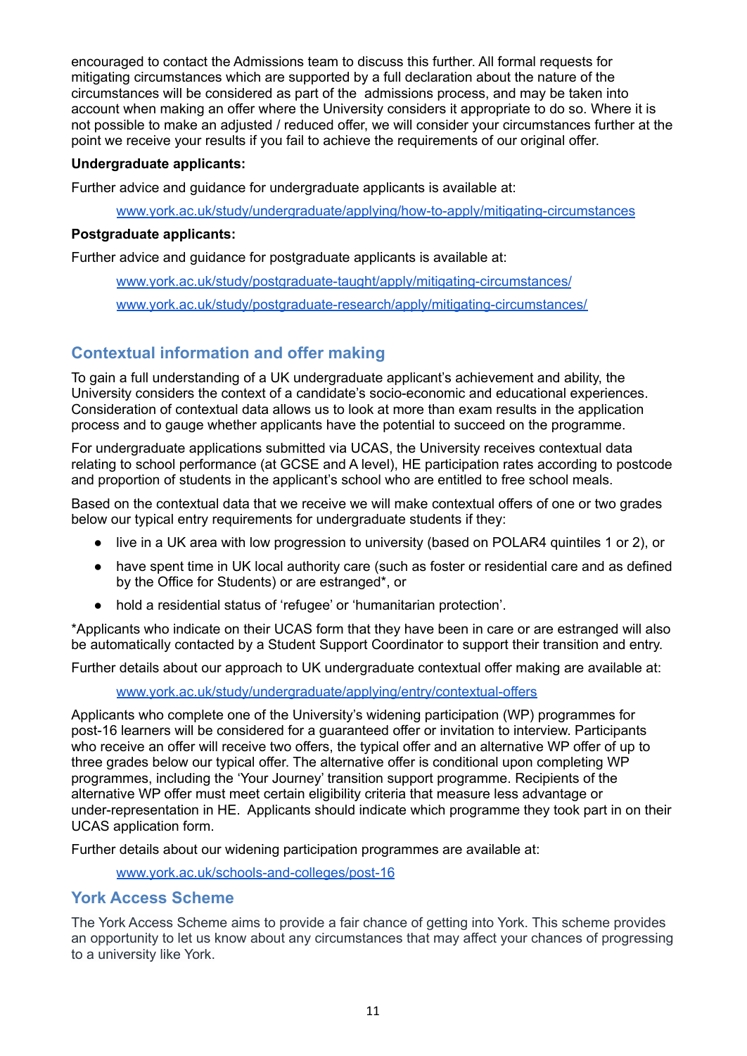encouraged to contact the Admissions team to discuss this further. All formal requests for mitigating circumstances which are supported by a full declaration about the nature of the circumstances will be considered as part of the admissions process, and may be taken into account when making an offer where the University considers it appropriate to do so. Where it is not possible to make an adjusted / reduced offer, we will consider your circumstances further at the point we receive your results if you fail to achieve the requirements of our original offer.

**Undergraduate applicants:**

Further advice and guidance for undergraduate applicants is available at:

[www.york.ac.uk/study/undergraduate/applying/how-to-apply/mitigating-circumstances](www.york.ac.uk/study/undergraduate/applying/how-to-apply/mitigating-circumstances)

**Postgraduate applicants:**

Further advice and guidance for postgraduate applicants is available at:

[www.york.ac.uk/study/postgraduate-taught/apply/mitigating-circumstances/](www.york.ac.uk/study/postgraduate-taught/apply/mitigating-circumstances/)

[www.york.ac.uk/study/postgraduate-research/apply/mitigating-circumstances/](www.york.ac.uk/study/postgraduate-research/apply/mitigating-circumstances/)

## Contextual information and offer making

To gain a full understanding of a UK undergraduate applicant's achievement and ability, the University considers the context of a candidate's socio-economic and educational experiences. Consideration of contextual data allows us to look at more than exam results in the application process and to gauge whether applicants have the potential to succeed on the programme.

For undergraduate applications submitted via UCAS, the University receives contextual data relating to school performance (at GCSE and A level), HE participation rates according to postcode and proportion of students in the applicant's school who are entitled to free school meals.

Based on the contextual data that we receive we will make contextual offers of one or two grades below our typical entry requirements for undergraduate students if they:

- live in a UK area with low progression to university (based on POLAR4 quintiles 1 or 2), or
- have spent time in UK local authority care (such as foster or residential care and as defined by the Office for Students) or are estranged*, or
- hold a residential status of 'refugee' or 'humanitarian protection'.

*Applicants who indicate on their UCAS form that they have been in care or are estranged will also be automatically contacted by a Student Support Coordinator to support their transition and entry.

Further details about our approach to UK undergraduate contextual offer making are available at:

[www.york.ac.uk/study/undergraduate/applying/entry/contextual-offers](www.york.ac.uk/study/undergraduate/applying/entry/contextual-offers)

Applicants who complete one of the University's widening participation (WP) programmes for post-16 learners will be considered for a guaranteed offer or invitation to interview. Participants who receive an offer will receive two offers, the typical offer and an alternative WP offer of up to three grades below our typical offer. The alternative offer is conditional upon completing WP programmes, including the 'Your Journey' transition support programme. Recipients of the alternative WP offer must meet certain eligibility criteria that measure less advantage or under-representation in HE. Applicants should indicate which programme they took part in on their UCAS application form.

Further details about our widening participation programmes are available at:

[www.york.ac.uk/schools-and-colleges/post-16](www.york.ac.uk/schools-and-colleges/post-16)

## York Access Scheme

The York Access Scheme aims to provide a fair chance of getting into York. This scheme provides an opportunity to let us know about any circumstances that may affect your chances of progressing to a university like York.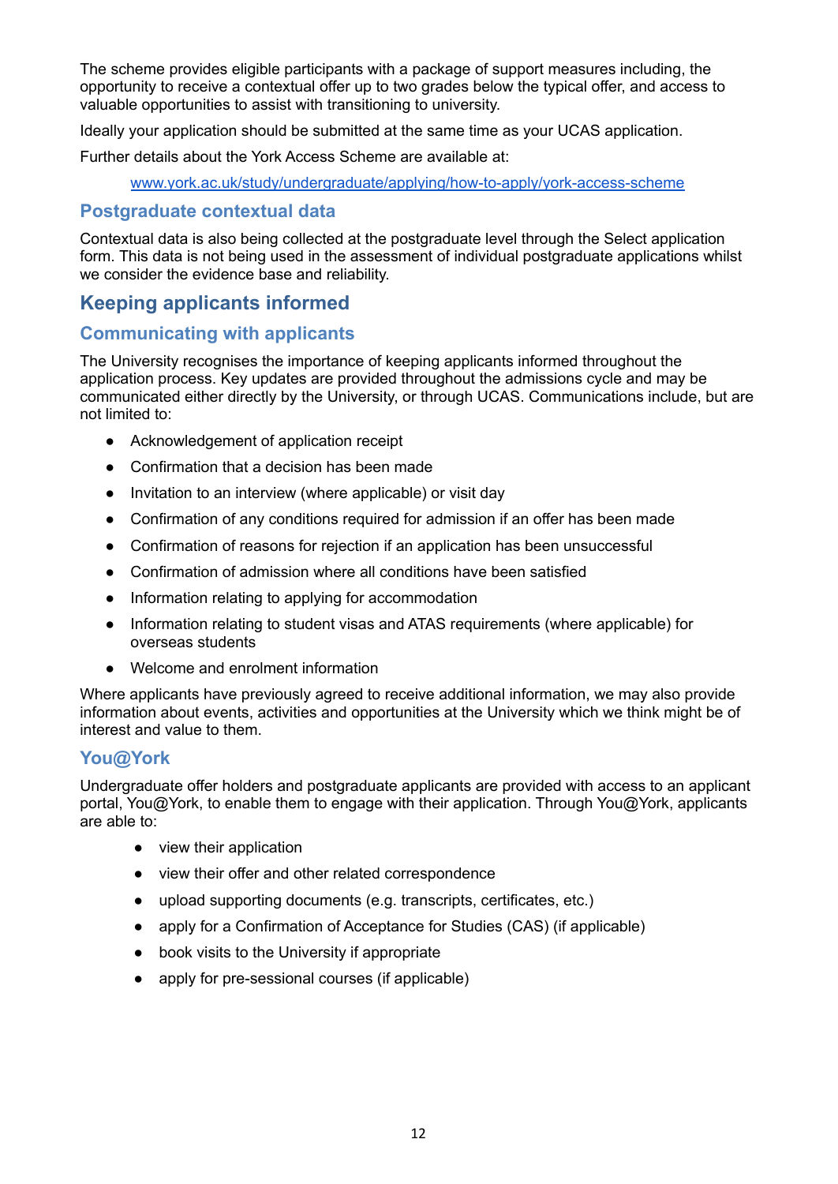The scheme provides eligible participants with a package of support measures including, the opportunity to receive a contextual offer up to two grades below the typical offer, and access to valuable opportunities to assist with transitioning to university.

Ideally your application should be submitted at the same time as your UCAS application.

Further details about the York Access Scheme are available at:

[www.york.ac.uk/study/undergraduate/applying/how-to-apply/york-access-scheme](http://www.york.ac.uk/study/undergraduate/applying/how-to-apply/york-access-scheme)

### Postgraduate contextual data

Contextual data is also being collected at the postgraduate level through the Select application form. This data is not being used in the assessment of individual postgraduate applications whilst we consider the evidence base and reliability.

## Keeping applicants informed

### Communicating with applicants

The University recognises the importance of keeping applicants informed throughout the application process. Key updates are provided throughout the admissions cycle and may be communicated either directly by the University, or through UCAS. Communications include, but are not limited to:

- Acknowledgement of application receipt
- Confirmation that a decision has been made
- Invitation to an interview (where applicable) or visit day
- Confirmation of any conditions required for admission if an offer has been made
- Confirmation of reasons for rejection if an application has been unsuccessful
- Confirmation of admission where all conditions have been satisfied
- Information relating to applying for accommodation
- Information relating to student visas and ATAS requirements (where applicable) for overseas students
- Welcome and enrolment information

Where applicants have previously agreed to receive additional information, we may also provide information about events, activities and opportunities at the University which we think might be of interest and value to them.

### You@York

Undergraduate offer holders and postgraduate applicants are provided with access to an applicant portal, You@York, to enable them to engage with their application. Through You@York, applicants are able to:

- view their application
- view their offer and other related correspondence
- upload supporting documents (e.g. transcripts, certificates, etc.)
- apply for a Confirmation of Acceptance for Studies (CAS) (if applicable)
- book visits to the University if appropriate
- apply for pre-sessional courses (if applicable)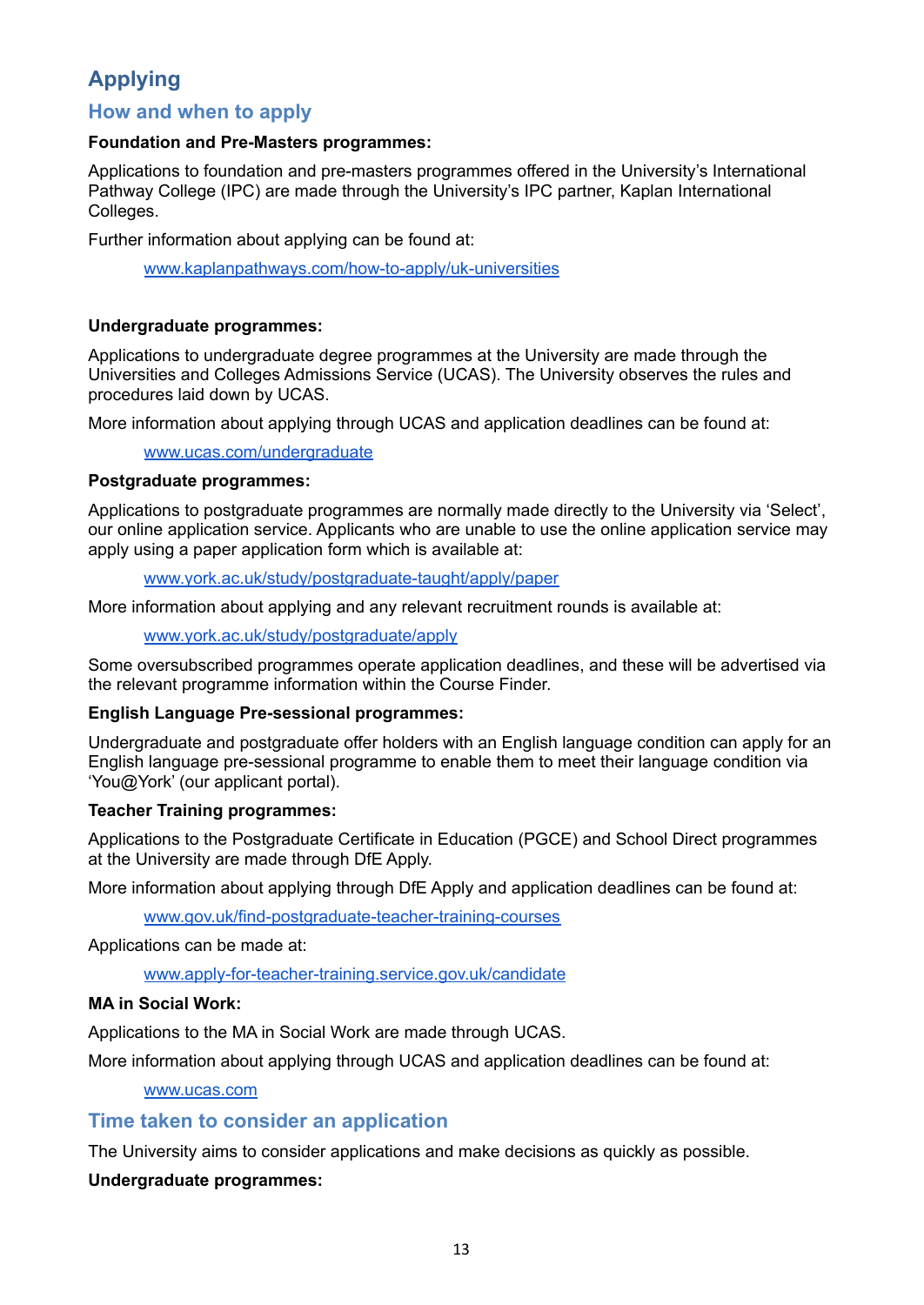# Applying

## How and when to apply

**Foundation and Pre-Masters programmes:**

Applications to foundation and pre-masters programmes offered in the University's International Pathway College (IPC) are made through the University's IPC partner, Kaplan International Colleges.

Further information about applying can be found at:

[www.kaplanpathways.com/how-to-apply/uk-universities](www.kaplanpathways.com/how-to-apply/uk-universities)

**Undergraduate programmes:**

Applications to undergraduate degree programmes at the University are made through the Universities and Colleges Admissions Service (UCAS). The University observes the rules and procedures laid down by UCAS.

More information about applying through UCAS and application deadlines can be found at:

[www.ucas.com/undergraduate](www.ucas.com/undergraduate)

**Postgraduate programmes:**

Applications to postgraduate programmes are normally made directly to the University via 'Select', our online application service. Applicants who are unable to use the online application service may apply using a paper application form which is available at:

[www.york.ac.uk/study/postgraduate-taught/apply/paper](www.york.ac.uk/study/postgraduate-taught/apply/paper)

More information about applying and any relevant recruitment rounds is available at:

[www.york.ac.uk/study/postgraduate/apply](www.york.ac.uk/study/postgraduate/apply)

Some oversubscribed programmes operate application deadlines, and these will be advertised via the relevant programme information within the Course Finder.

**English Language Pre-sessional programmes:**

Undergraduate and postgraduate offer holders with an English language condition can apply for an English language pre-sessional programme to enable them to meet their language condition via 'You@York' (our applicant portal).

**Teacher Training programmes:**

Applications to the Postgraduate Certificate in Education (PGCE) and School Direct programmes at the University are made through DfE Apply.

More information about applying through DfE Apply and application deadlines can be found at:

[www.gov.uk/find-postgraduate-teacher-training-courses](www.gov.uk/find-postgraduate-teacher-training-courses)

Applications can be made at:

[www.apply-for-teacher-training.service.gov.uk/candidate](www.apply-for-teacher-training.service.gov.uk/candidate)

**MA in Social Work:**

Applications to the MA in Social Work are made through UCAS.

More information about applying through UCAS and application deadlines can be found at:

[www.ucas.com](www.ucas.com)

## Time taken to consider an application

The University aims to consider applications and make decisions as quickly as possible.

**Undergraduate programmes:**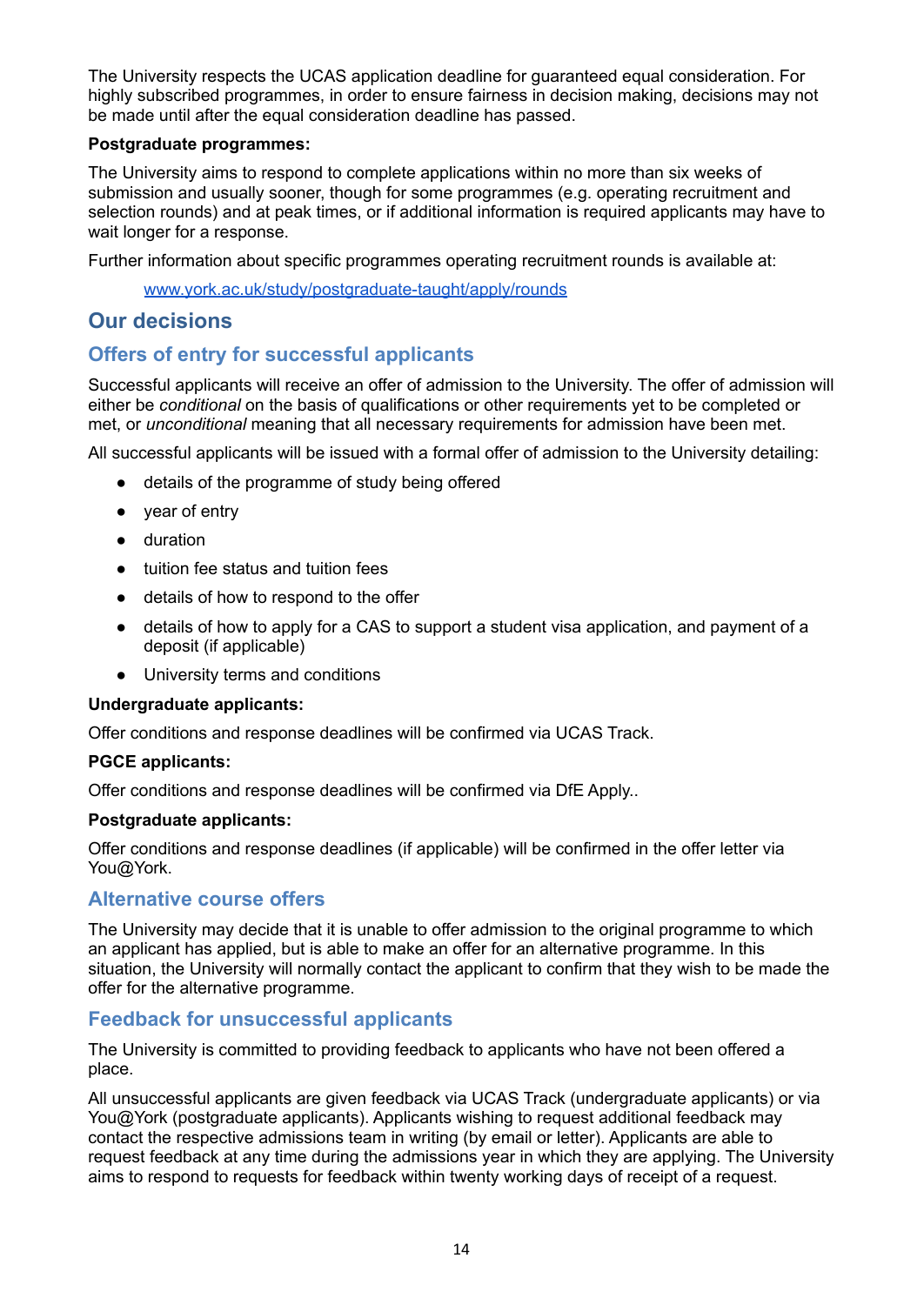The University respects the UCAS application deadline for guaranteed equal consideration. For highly subscribed programmes, in order to ensure fairness in decision making, decisions may not be made until after the equal consideration deadline has passed.

**Postgraduate programmes:**

The University aims to respond to complete applications within no more than six weeks of submission and usually sooner, though for some programmes (e.g. operating recruitment and selection rounds) and at peak times, or if additional information is required applicants may have to wait longer for a response.

Further information about specific programmes operating recruitment rounds is available at:

[www.york.ac.uk/study/postgraduate-taught/apply/rounds](www.york.ac.uk/study/postgraduate-taught/apply/rounds)

## Our decisions

### Offers of entry for successful applicants

Successful applicants will receive an offer of admission to the University. The offer of admission will either be *conditional* on the basis of qualifications or other requirements yet to be completed or met, or *unconditional* meaning that all necessary requirements for admission have been met.

All successful applicants will be issued with a formal offer of admission to the University detailing:

- details of the programme of study being offered
- year of entry
- duration
- tuition fee status and tuition fees
- details of how to respond to the offer
- details of how to apply for a CAS to support a student visa application, and payment of a deposit (if applicable)
- University terms and conditions

**Undergraduate applicants:**

Offer conditions and response deadlines will be confirmed via UCAS Track.

**PGCE applicants:**

Offer conditions and response deadlines will be confirmed via DfE Apply..

**Postgraduate applicants:**

Offer conditions and response deadlines (if applicable) will be confirmed in the offer letter via You@York.

### Alternative course offers

The University may decide that it is unable to offer admission to the original programme to which an applicant has applied, but is able to make an offer for an alternative programme. In this situation, the University will normally contact the applicant to confirm that they wish to be made the offer for the alternative programme.

### Feedback for unsuccessful applicants

The University is committed to providing feedback to applicants who have not been offered a place.

All unsuccessful applicants are given feedback via UCAS Track (undergraduate applicants) or via You@York (postgraduate applicants). Applicants wishing to request additional feedback may contact the respective admissions team in writing (by email or letter). Applicants are able to request feedback at any time during the admissions year in which they are applying. The University aims to respond to requests for feedback within twenty working days of receipt of a request.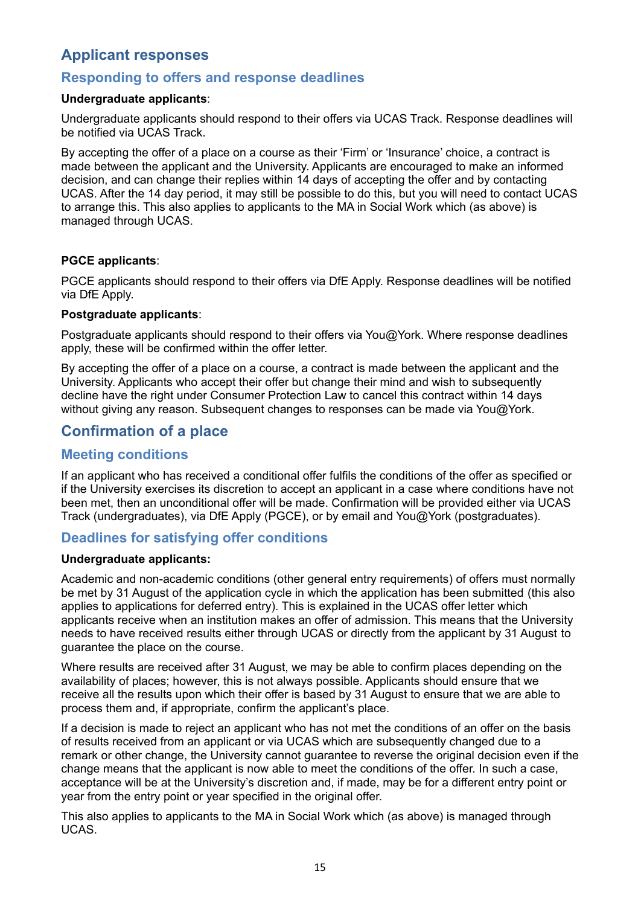## Applicant responses

### Responding to offers and response deadlines

**Undergraduate applicants**:

Undergraduate applicants should respond to their offers via UCAS Track. Response deadlines will be notified via UCAS Track.

By accepting the offer of a place on a course as their 'Firm' or 'Insurance' choice, a contract is made between the applicant and the University. Applicants are encouraged to make an informed decision, and can change their replies within 14 days of accepting the offer and by contacting UCAS. After the 14 day period, it may still be possible to do this, but you will need to contact UCAS to arrange this. This also applies to applicants to the MA in Social Work which (as above) is managed through UCAS.

**PGCE applicants**:

PGCE applicants should respond to their offers via DfE Apply. Response deadlines will be notified via DfE Apply.

**Postgraduate applicants**:

Postgraduate applicants should respond to their offers via You@York. Where response deadlines apply, these will be confirmed within the offer letter.

By accepting the offer of a place on a course, a contract is made between the applicant and the University. Applicants who accept their offer but change their mind and wish to subsequently decline have the right under Consumer Protection Law to cancel this contract within 14 days without giving any reason. Subsequent changes to responses can be made via You@York.

## Confirmation of a place

### Meeting conditions

If an applicant who has received a conditional offer fulfils the conditions of the offer as specified or if the University exercises its discretion to accept an applicant in a case where conditions have not been met, then an unconditional offer will be made. Confirmation will be provided either via UCAS Track (undergraduates), via DfE Apply (PGCE), or by email and You@York (postgraduates).

### Deadlines for satisfying offer conditions

**Undergraduate applicants:**

Academic and non-academic conditions (other general entry requirements) of offers must normally be met by 31 August of the application cycle in which the application has been submitted (this also applies to applications for deferred entry). This is explained in the UCAS offer letter which applicants receive when an institution makes an offer of admission. This means that the University needs to have received results either through UCAS or directly from the applicant by 31 August to guarantee the place on the course.

Where results are received after 31 August, we may be able to confirm places depending on the availability of places; however, this is not always possible. Applicants should ensure that we receive all the results upon which their offer is based by 31 August to ensure that we are able to process them and, if appropriate, confirm the applicant's place.

If a decision is made to reject an applicant who has not met the conditions of an offer on the basis of results received from an applicant or via UCAS which are subsequently changed due to a remark or other change, the University cannot guarantee to reverse the original decision even if the change means that the applicant is now able to meet the conditions of the offer. In such a case, acceptance will be at the University's discretion and, if made, may be for a different entry point or year from the entry point or year specified in the original offer.

This also applies to applicants to the MA in Social Work which (as above) is managed through UCAS.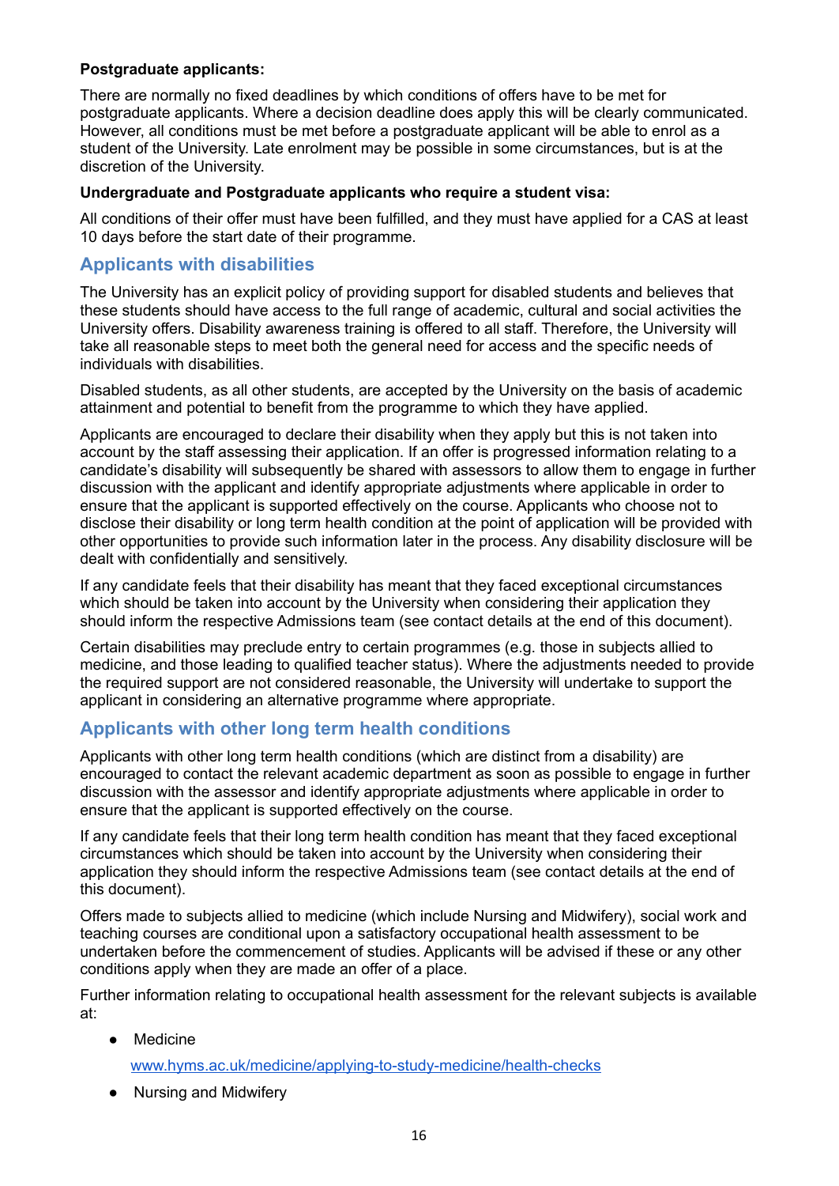**Postgraduate applicants:**

There are normally no fixed deadlines by which conditions of offers have to be met for postgraduate applicants. Where a decision deadline does apply this will be clearly communicated. However, all conditions must be met before a postgraduate applicant will be able to enrol as a student of the University. Late enrolment may be possible in some circumstances, but is at the discretion of the University.

**Undergraduate and Postgraduate applicants who require a student visa:**

All conditions of their offer must have been fulfilled, and they must have applied for a CAS at least 10 days before the start date of their programme.

## Applicants with disabilities

The University has an explicit policy of providing support for disabled students and believes that these students should have access to the full range of academic, cultural and social activities the University offers. Disability awareness training is offered to all staff. Therefore, the University will take all reasonable steps to meet both the general need for access and the specific needs of individuals with disabilities.

Disabled students, as all other students, are accepted by the University on the basis of academic attainment and potential to benefit from the programme to which they have applied.

Applicants are encouraged to declare their disability when they apply but this is not taken into account by the staff assessing their application. If an offer is progressed information relating to a candidate's disability will subsequently be shared with assessors to allow them to engage in further discussion with the applicant and identify appropriate adjustments where applicable in order to ensure that the applicant is supported effectively on the course. Applicants who choose not to disclose their disability or long term health condition at the point of application will be provided with other opportunities to provide such information later in the process. Any disability disclosure will be dealt with confidentially and sensitively.

If any candidate feels that their disability has meant that they faced exceptional circumstances which should be taken into account by the University when considering their application they should inform the respective Admissions team (see contact details at the end of this document).

Certain disabilities may preclude entry to certain programmes (e.g. those in subjects allied to medicine, and those leading to qualified teacher status). Where the adjustments needed to provide the required support are not considered reasonable, the University will undertake to support the applicant in considering an alternative programme where appropriate.

## Applicants with other long term health conditions

Applicants with other long term health conditions (which are distinct from a disability) are encouraged to contact the relevant academic department as soon as possible to engage in further discussion with the assessor and identify appropriate adjustments where applicable in order to ensure that the applicant is supported effectively on the course.

If any candidate feels that their long term health condition has meant that they faced exceptional circumstances which should be taken into account by the University when considering their application they should inform the respective Admissions team (see contact details at the end of this document).

Offers made to subjects allied to medicine (which include Nursing and Midwifery), social work and teaching courses are conditional upon a satisfactory occupational health assessment to be undertaken before the commencement of studies. Applicants will be advised if these or any other conditions apply when they are made an offer of a place.

Further information relating to occupational health assessment for the relevant subjects is available at:

- Medicine

  www.hyms.ac.uk/medicine/applying-to-study-medicine/health-checks

- Nursing and Midwifery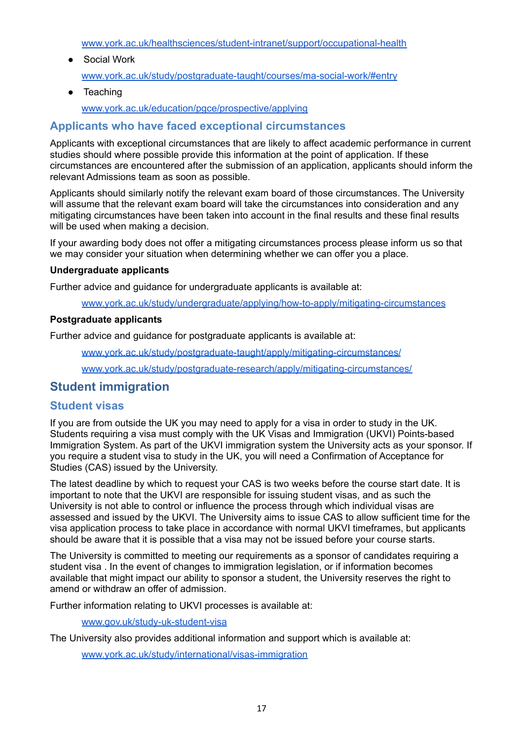www.york.ac.uk/healthsciences/student-intranet/support/occupational-health

- Social Work

  www.york.ac.uk/study/postgraduate-taught/courses/ma-social-work/#entry

- Teaching

  www.york.ac.uk/education/pgce/prospective/applying

### Applicants who have faced exceptional circumstances

Applicants with exceptional circumstances that are likely to affect academic performance in current studies should where possible provide this information at the point of application. If these circumstances are encountered after the submission of an application, applicants should inform the relevant Admissions team as soon as possible.

Applicants should similarly notify the relevant exam board of those circumstances. The University will assume that the relevant exam board will take the circumstances into consideration and any mitigating circumstances have been taken into account in the final results and these final results will be used when making a decision.

If your awarding body does not offer a mitigating circumstances process please inform us so that we may consider your situation when determining whether we can offer you a place.

**Undergraduate applicants**

Further advice and guidance for undergraduate applicants is available at:

www.york.ac.uk/study/undergraduate/applying/how-to-apply/mitigating-circumstances

**Postgraduate applicants**

Further advice and guidance for postgraduate applicants is available at:

www.york.ac.uk/study/postgraduate-taught/apply/mitigating-circumstances/

www.york.ac.uk/study/postgraduate-research/apply/mitigating-circumstances/

## Student immigration

### Student visas

If you are from outside the UK you may need to apply for a visa in order to study in the UK. Students requiring a visa must comply with the UK Visas and Immigration (UKVI) Points-based Immigration System. As part of the UKVI immigration system the University acts as your sponsor. If you require a student visa to study in the UK, you will need a Confirmation of Acceptance for Studies (CAS) issued by the University.

The latest deadline by which to request your CAS is two weeks before the course start date. It is important to note that the UKVI are responsible for issuing student visas, and as such the University is not able to control or influence the process through which individual visas are assessed and issued by the UKVI. The University aims to issue CAS to allow sufficient time for the visa application process to take place in accordance with normal UKVI timeframes, but applicants should be aware that it is possible that a visa may not be issued before your course starts.

The University is committed to meeting our requirements as a sponsor of candidates requiring a student visa . In the event of changes to immigration legislation, or if information becomes available that might impact our ability to sponsor a student, the University reserves the right to amend or withdraw an offer of admission.

Further information relating to UKVI processes is available at:

www.gov.uk/study-uk-student-visa

The University also provides additional information and support which is available at:

www.york.ac.uk/study/international/visas-immigration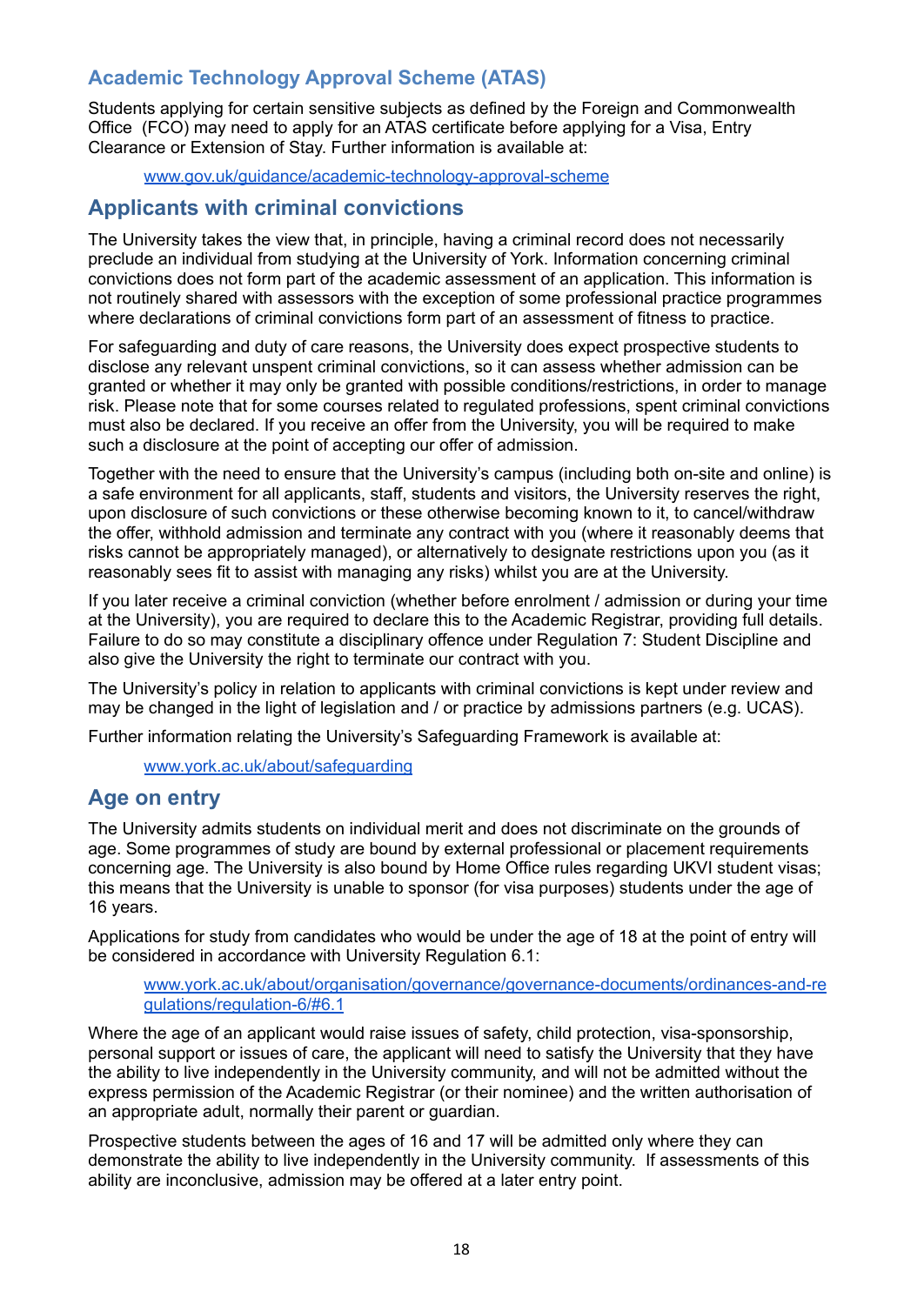## Academic Technology Approval Scheme (ATAS)

Students applying for certain sensitive subjects as defined by the Foreign and Commonwealth Office (FCO) may need to apply for an ATAS certificate before applying for a Visa, Entry Clearance or Extension of Stay. Further information is available at:

> [www.gov.uk/guidance/academic-technology-approval-scheme](http://www.gov.uk/guidance/academic-technology-approval-scheme)

## Applicants with criminal convictions

The University takes the view that, in principle, having a criminal record does not necessarily preclude an individual from studying at the University of York. Information concerning criminal convictions does not form part of the academic assessment of an application. This information is not routinely shared with assessors with the exception of some professional practice programmes where declarations of criminal convictions form part of an assessment of fitness to practice.

For safeguarding and duty of care reasons, the University does expect prospective students to disclose any relevant unspent criminal convictions, so it can assess whether admission can be granted or whether it may only be granted with possible conditions/restrictions, in order to manage risk. Please note that for some courses related to regulated professions, spent criminal convictions must also be declared. If you receive an offer from the University, you will be required to make such a disclosure at the point of accepting our offer of admission.

Together with the need to ensure that the University's campus (including both on-site and online) is a safe environment for all applicants, staff, students and visitors, the University reserves the right, upon disclosure of such convictions or these otherwise becoming known to it, to cancel/withdraw the offer, withhold admission and terminate any contract with you (where it reasonably deems that risks cannot be appropriately managed), or alternatively to designate restrictions upon you (as it reasonably sees fit to assist with managing any risks) whilst you are at the University.

If you later receive a criminal conviction (whether before enrolment / admission or during your time at the University), you are required to declare this to the Academic Registrar, providing full details. Failure to do so may constitute a disciplinary offence under Regulation 7: Student Discipline and also give the University the right to terminate our contract with you.

The University's policy in relation to applicants with criminal convictions is kept under review and may be changed in the light of legislation and / or practice by admissions partners (e.g. UCAS).

Further information relating the University's Safeguarding Framework is available at:

> [www.york.ac.uk/about/safeguarding](http://www.york.ac.uk/about/safeguarding)

## Age on entry

The University admits students on individual merit and does not discriminate on the grounds of age. Some programmes of study are bound by external professional or placement requirements concerning age. The University is also bound by Home Office rules regarding UKVI student visas; this means that the University is unable to sponsor (for visa purposes) students under the age of 16 years.

Applications for study from candidates who would be under the age of 18 at the point of entry will be considered in accordance with University Regulation 6.1:

> [www.york.ac.uk/about/organisation/governance/governance-documents/ordinances-and-regulations/regulation-6/#6.1](http://www.york.ac.uk/about/organisation/governance/governance-documents/ordinances-and-regulations/regulation-6/#6.1)

Where the age of an applicant would raise issues of safety, child protection, visa-sponsorship, personal support or issues of care, the applicant will need to satisfy the University that they have the ability to live independently in the University community, and will not be admitted without the express permission of the Academic Registrar (or their nominee) and the written authorisation of an appropriate adult, normally their parent or guardian.

Prospective students between the ages of 16 and 17 will be admitted only where they can demonstrate the ability to live independently in the University community. If assessments of this ability are inconclusive, admission may be offered at a later entry point.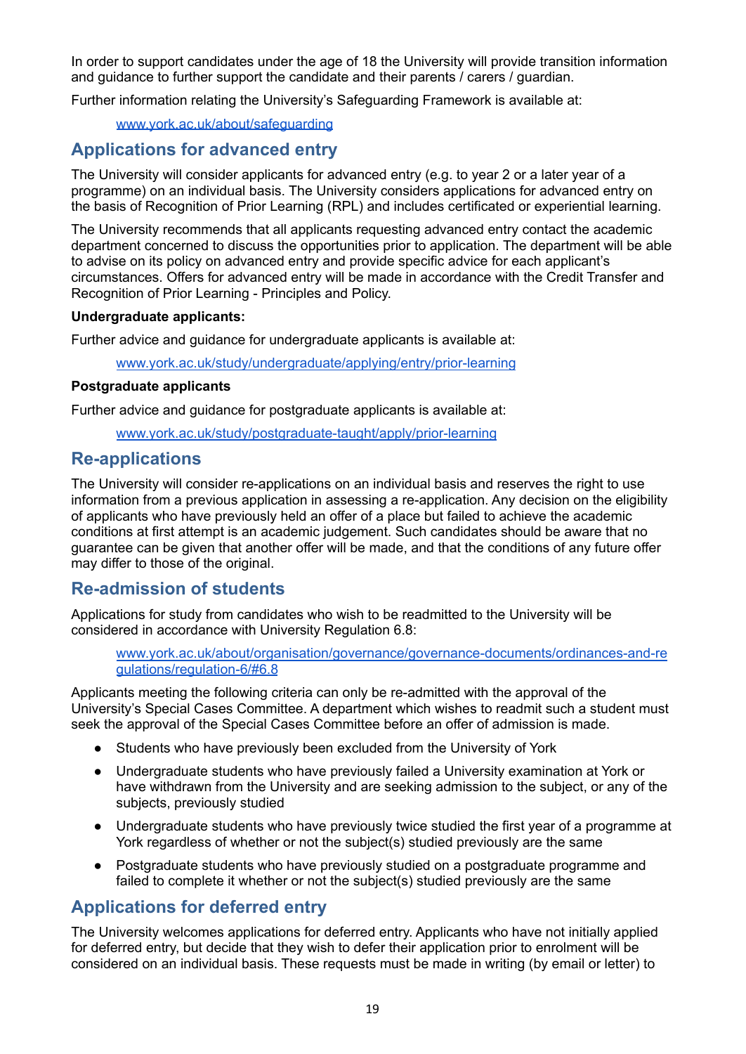In order to support candidates under the age of 18 the University will provide transition information and guidance to further support the candidate and their parents / carers / guardian.

Further information relating the University's Safeguarding Framework is available at:

> www.york.ac.uk/about/safeguarding

## Applications for advanced entry

The University will consider applicants for advanced entry (e.g. to year 2 or a later year of a programme) on an individual basis. The University considers applications for advanced entry on the basis of Recognition of Prior Learning (RPL) and includes certificated or experiential learning.

The University recommends that all applicants requesting advanced entry contact the academic department concerned to discuss the opportunities prior to application. The department will be able to advise on its policy on advanced entry and provide specific advice for each applicant's circumstances. Offers for advanced entry will be made in accordance with the Credit Transfer and Recognition of Prior Learning - Principles and Policy.

**Undergraduate applicants:**

Further advice and guidance for undergraduate applicants is available at:

> www.york.ac.uk/study/undergraduate/applying/entry/prior-learning

**Postgraduate applicants**

Further advice and guidance for postgraduate applicants is available at:

> www.york.ac.uk/study/postgraduate-taught/apply/prior-learning

## Re-applications

The University will consider re-applications on an individual basis and reserves the right to use information from a previous application in assessing a re-application. Any decision on the eligibility of applicants who have previously held an offer of a place but failed to achieve the academic conditions at first attempt is an academic judgement. Such candidates should be aware that no guarantee can be given that another offer will be made, and that the conditions of any future offer may differ to those of the original.

## Re-admission of students

Applications for study from candidates who wish to be readmitted to the University will be considered in accordance with University Regulation 6.8:

> www.york.ac.uk/about/organisation/governance/governance-documents/ordinances-and-regulations/regulation-6/#6.8

Applicants meeting the following criteria can only be re-admitted with the approval of the University's Special Cases Committee. A department which wishes to readmit such a student must seek the approval of the Special Cases Committee before an offer of admission is made.

- Students who have previously been excluded from the University of York
- Undergraduate students who have previously failed a University examination at York or have withdrawn from the University and are seeking admission to the subject, or any of the subjects, previously studied
- Undergraduate students who have previously twice studied the first year of a programme at York regardless of whether or not the subject(s) studied previously are the same
- Postgraduate students who have previously studied on a postgraduate programme and failed to complete it whether or not the subject(s) studied previously are the same

## Applications for deferred entry

The University welcomes applications for deferred entry. Applicants who have not initially applied for deferred entry, but decide that they wish to defer their application prior to enrolment will be considered on an individual basis. These requests must be made in writing (by email or letter) to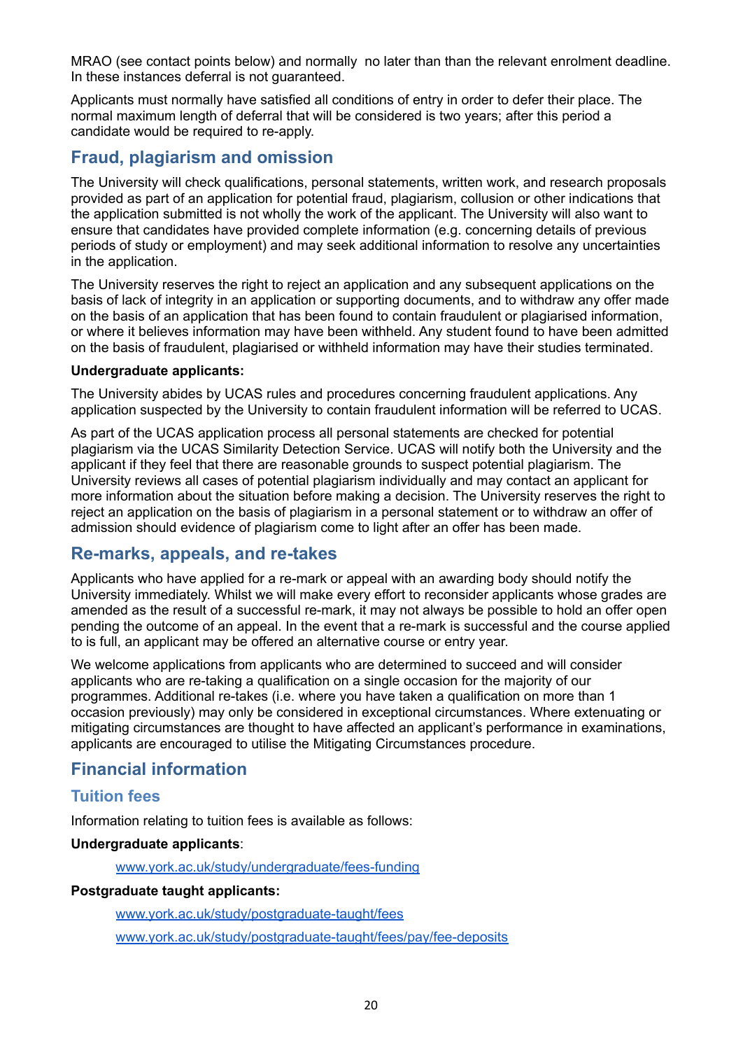MRAO (see contact points below) and normally  no later than than the relevant enrolment deadline. In these instances deferral is not guaranteed.

Applicants must normally have satisfied all conditions of entry in order to defer their place. The normal maximum length of deferral that will be considered is two years; after this period a candidate would be required to re-apply.

## Fraud, plagiarism and omission

The University will check qualifications, personal statements, written work, and research proposals provided as part of an application for potential fraud, plagiarism, collusion or other indications that the application submitted is not wholly the work of the applicant. The University will also want to ensure that candidates have provided complete information (e.g. concerning details of previous periods of study or employment) and may seek additional information to resolve any uncertainties in the application.

The University reserves the right to reject an application and any subsequent applications on the basis of lack of integrity in an application or supporting documents, and to withdraw any offer made on the basis of an application that has been found to contain fraudulent or plagiarised information, or where it believes information may have been withheld. Any student found to have been admitted on the basis of fraudulent, plagiarised or withheld information may have their studies terminated.

**Undergraduate applicants:**

The University abides by UCAS rules and procedures concerning fraudulent applications. Any application suspected by the University to contain fraudulent information will be referred to UCAS.

As part of the UCAS application process all personal statements are checked for potential plagiarism via the UCAS Similarity Detection Service. UCAS will notify both the University and the applicant if they feel that there are reasonable grounds to suspect potential plagiarism. The University reviews all cases of potential plagiarism individually and may contact an applicant for more information about the situation before making a decision. The University reserves the right to reject an application on the basis of plagiarism in a personal statement or to withdraw an offer of admission should evidence of plagiarism come to light after an offer has been made.

## Re-marks, appeals, and re-takes

Applicants who have applied for a re-mark or appeal with an awarding body should notify the University immediately. Whilst we will make every effort to reconsider applicants whose grades are amended as the result of a successful re-mark, it may not always be possible to hold an offer open pending the outcome of an appeal. In the event that a re-mark is successful and the course applied to is full, an applicant may be offered an alternative course or entry year.

We welcome applications from applicants who are determined to succeed and will consider applicants who are re-taking a qualification on a single occasion for the majority of our programmes. Additional re-takes (i.e. where you have taken a qualification on more than 1 occasion previously) may only be considered in exceptional circumstances. Where extenuating or mitigating circumstances are thought to have affected an applicant's performance in examinations, applicants are encouraged to utilise the Mitigating Circumstances procedure.

## Financial information

### Tuition fees

Information relating to tuition fees is available as follows:

**Undergraduate applicants**:

[www.york.ac.uk/study/undergraduate/fees-funding](http://www.york.ac.uk/study/undergraduate/fees-funding)

**Postgraduate taught applicants:**

[www.york.ac.uk/study/postgraduate-taught/fees](http://www.york.ac.uk/study/postgraduate-taught/fees)

[www.york.ac.uk/study/postgraduate-taught/fees/pay/fee-deposits](http://www.york.ac.uk/study/postgraduate-taught/fees/pay/fee-deposits)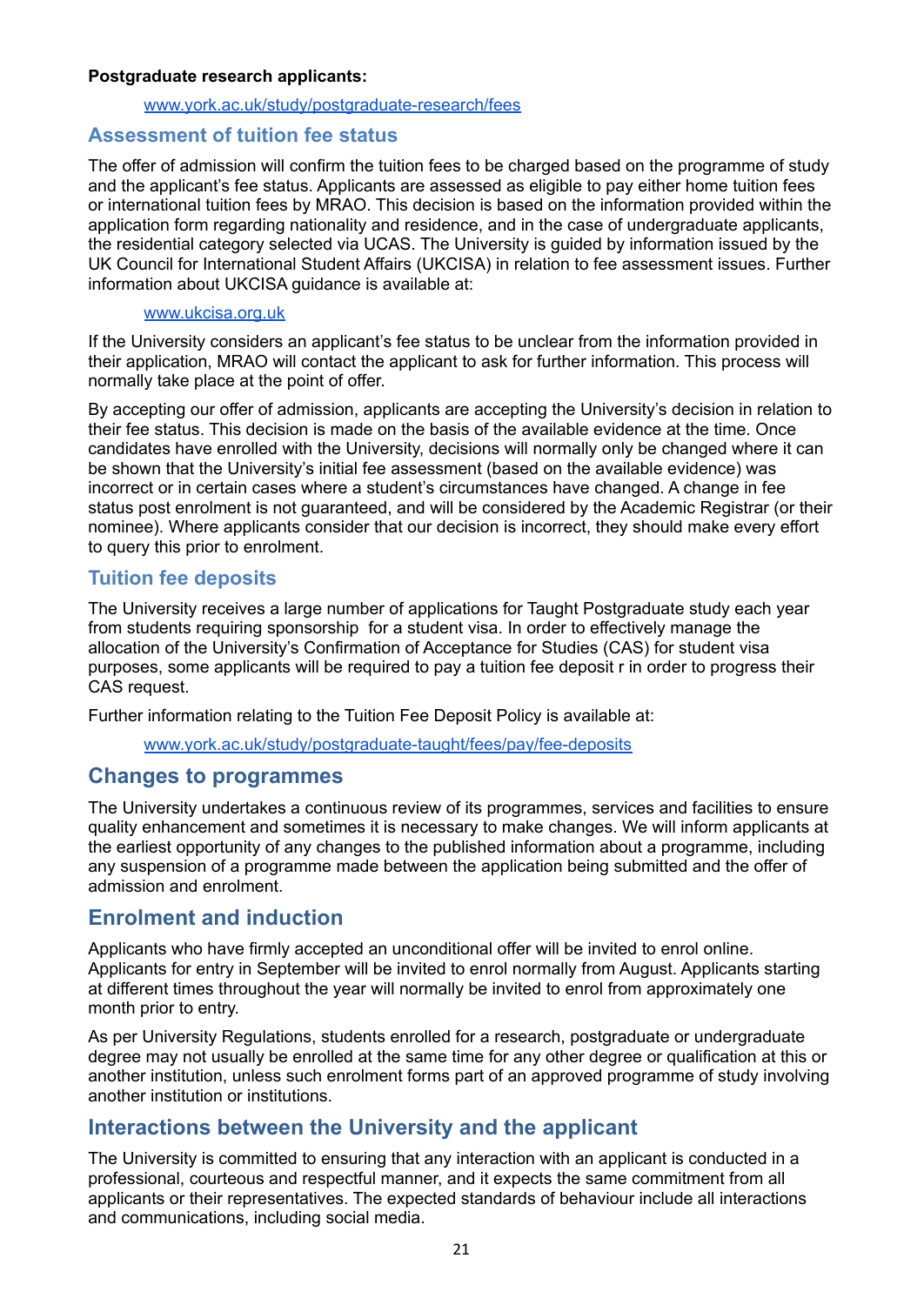**Postgraduate research applicants:**

www.york.ac.uk/study/postgraduate-research/fees

### Assessment of tuition fee status

The offer of admission will confirm the tuition fees to be charged based on the programme of study and the applicant's fee status. Applicants are assessed as eligible to pay either home tuition fees or international tuition fees by MRAO. This decision is based on the information provided within the application form regarding nationality and residence, and in the case of undergraduate applicants, the residential category selected via UCAS. The University is guided by information issued by the UK Council for International Student Affairs (UKCISA) in relation to fee assessment issues. Further information about UKCISA guidance is available at:

www.ukcisa.org.uk

If the University considers an applicant's fee status to be unclear from the information provided in their application, MRAO will contact the applicant to ask for further information. This process will normally take place at the point of offer.

By accepting our offer of admission, applicants are accepting the University's decision in relation to their fee status. This decision is made on the basis of the available evidence at the time. Once candidates have enrolled with the University, decisions will normally only be changed where it can be shown that the University's initial fee assessment (based on the available evidence) was incorrect or in certain cases where a student's circumstances have changed. A change in fee status post enrolment is not guaranteed, and will be considered by the Academic Registrar (or their nominee). Where applicants consider that our decision is incorrect, they should make every effort to query this prior to enrolment.

### Tuition fee deposits

The University receives a large number of applications for Taught Postgraduate study each year from students requiring sponsorship for a student visa. In order to effectively manage the allocation of the University's Confirmation of Acceptance for Studies (CAS) for student visa purposes, some applicants will be required to pay a tuition fee deposit r in order to progress their CAS request.

Further information relating to the Tuition Fee Deposit Policy is available at:

www.york.ac.uk/study/postgraduate-taught/fees/pay/fee-deposits

## Changes to programmes

The University undertakes a continuous review of its programmes, services and facilities to ensure quality enhancement and sometimes it is necessary to make changes. We will inform applicants at the earliest opportunity of any changes to the published information about a programme, including any suspension of a programme made between the application being submitted and the offer of admission and enrolment.

## Enrolment and induction

Applicants who have firmly accepted an unconditional offer will be invited to enrol online. Applicants for entry in September will be invited to enrol normally from August. Applicants starting at different times throughout the year will normally be invited to enrol from approximately one month prior to entry.

As per University Regulations, students enrolled for a research, postgraduate or undergraduate degree may not usually be enrolled at the same time for any other degree or qualification at this or another institution, unless such enrolment forms part of an approved programme of study involving another institution or institutions.

## Interactions between the University and the applicant

The University is committed to ensuring that any interaction with an applicant is conducted in a professional, courteous and respectful manner, and it expects the same commitment from all applicants or their representatives. The expected standards of behaviour include all interactions and communications, including social media.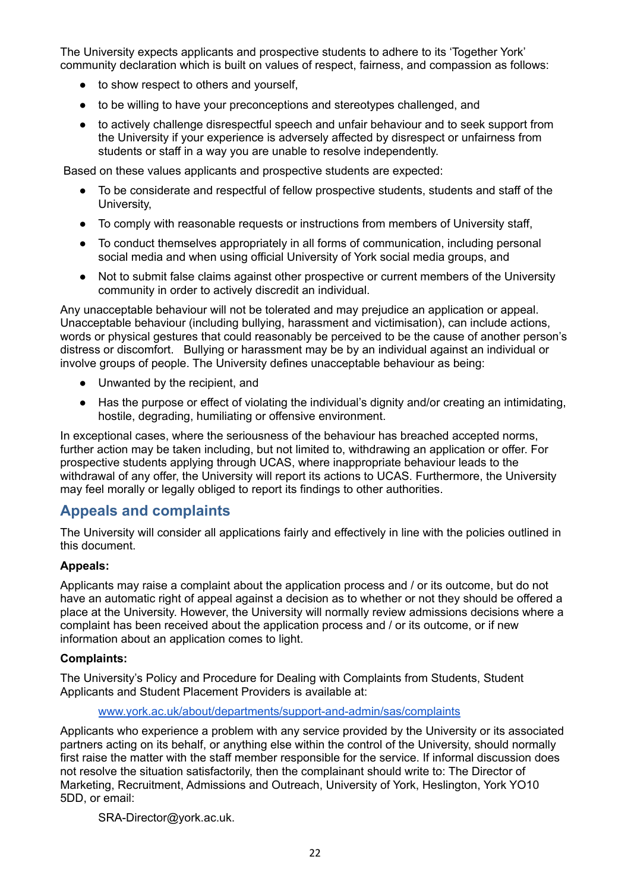The University expects applicants and prospective students to adhere to its 'Together York' community declaration which is built on values of respect, fairness, and compassion as follows:

- to show respect to others and yourself,
- to be willing to have your preconceptions and stereotypes challenged, and
- to actively challenge disrespectful speech and unfair behaviour and to seek support from the University if your experience is adversely affected by disrespect or unfairness from students or staff in a way you are unable to resolve independently.

Based on these values applicants and prospective students are expected:

- To be considerate and respectful of fellow prospective students, students and staff of the University,
- To comply with reasonable requests or instructions from members of University staff,
- To conduct themselves appropriately in all forms of communication, including personal social media and when using official University of York social media groups, and
- Not to submit false claims against other prospective or current members of the University community in order to actively discredit an individual.

Any unacceptable behaviour will not be tolerated and may prejudice an application or appeal. Unacceptable behaviour (including bullying, harassment and victimisation), can include actions, words or physical gestures that could reasonably be perceived to be the cause of another person's distress or discomfort. Bullying or harassment may be by an individual against an individual or involve groups of people. The University defines unacceptable behaviour as being:

- Unwanted by the recipient, and
- Has the purpose or effect of violating the individual's dignity and/or creating an intimidating, hostile, degrading, humiliating or offensive environment.

In exceptional cases, where the seriousness of the behaviour has breached accepted norms, further action may be taken including, but not limited to, withdrawing an application or offer. For prospective students applying through UCAS, where inappropriate behaviour leads to the withdrawal of any offer, the University will report its actions to UCAS. Furthermore, the University may feel morally or legally obliged to report its findings to other authorities.

## Appeals and complaints

The University will consider all applications fairly and effectively in line with the policies outlined in this document.

**Appeals:**

Applicants may raise a complaint about the application process and / or its outcome, but do not have an automatic right of appeal against a decision as to whether or not they should be offered a place at the University. However, the University will normally review admissions decisions where a complaint has been received about the application process and / or its outcome, or if new information about an application comes to light.

**Complaints:**

The University's Policy and Procedure for Dealing with Complaints from Students, Student Applicants and Student Placement Providers is available at:

[www.york.ac.uk/about/departments/support-and-admin/sas/complaints](http://www.york.ac.uk/about/departments/support-and-admin/sas/complaints)

Applicants who experience a problem with any service provided by the University or its associated partners acting on its behalf, or anything else within the control of the University, should normally first raise the matter with the staff member responsible for the service. If informal discussion does not resolve the situation satisfactorily, then the complainant should write to: The Director of Marketing, Recruitment, Admissions and Outreach, University of York, Heslington, York YO10 5DD, or email:

SRA-Director@york.ac.uk.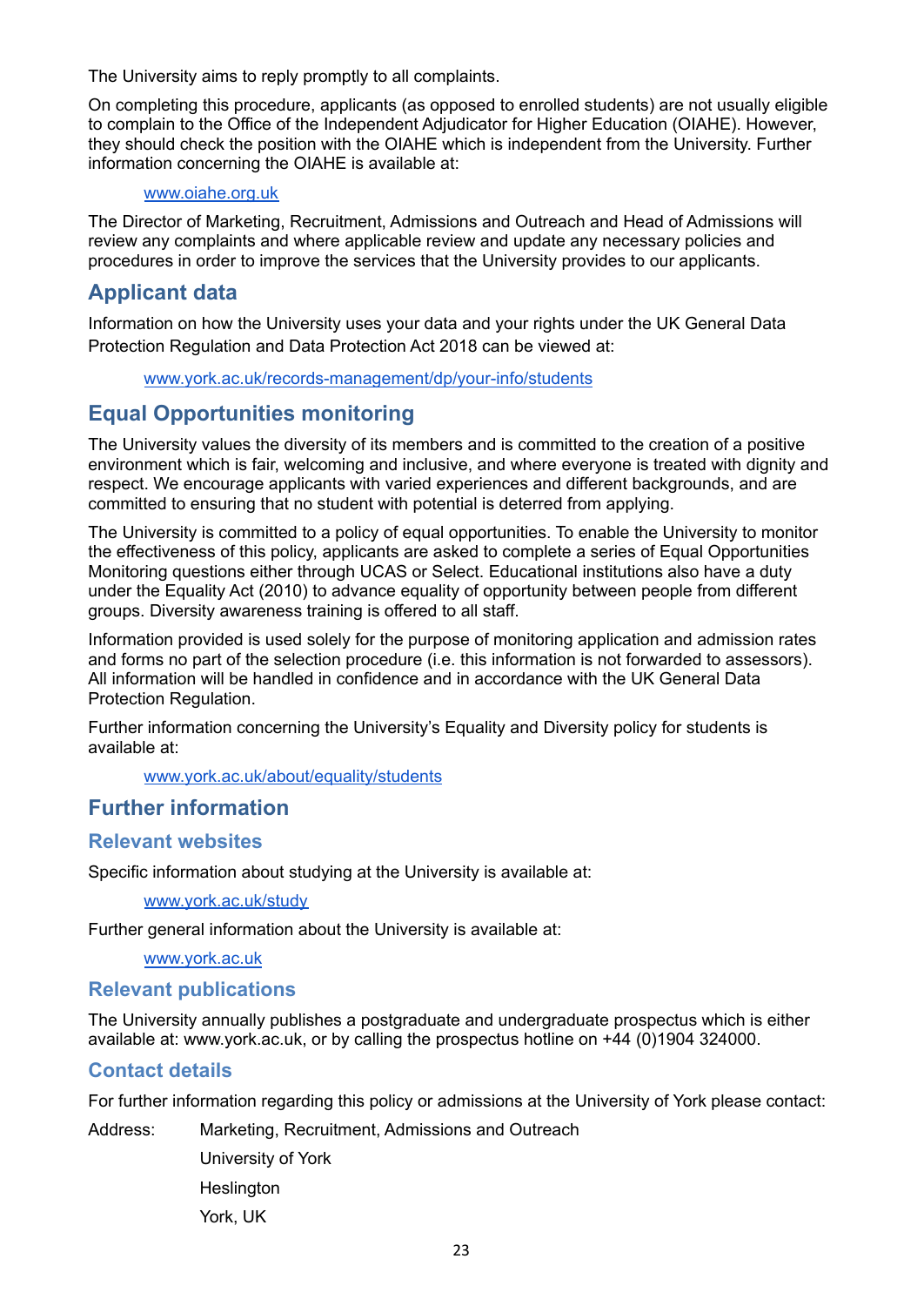The University aims to reply promptly to all complaints.

On completing this procedure, applicants (as opposed to enrolled students) are not usually eligible to complain to the Office of the Independent Adjudicator for Higher Education (OIAHE). However, they should check the position with the OIAHE which is independent from the University. Further information concerning the OIAHE is available at:

> www.oiahe.org.uk

The Director of Marketing, Recruitment, Admissions and Outreach and Head of Admissions will review any complaints and where applicable review and update any necessary policies and procedures in order to improve the services that the University provides to our applicants.

## Applicant data

Information on how the University uses your data and your rights under the UK General Data Protection Regulation and Data Protection Act 2018 can be viewed at:

> www.york.ac.uk/records-management/dp/your-info/students

## Equal Opportunities monitoring

The University values the diversity of its members and is committed to the creation of a positive environment which is fair, welcoming and inclusive, and where everyone is treated with dignity and respect. We encourage applicants with varied experiences and different backgrounds, and are committed to ensuring that no student with potential is deterred from applying.

The University is committed to a policy of equal opportunities. To enable the University to monitor the effectiveness of this policy, applicants are asked to complete a series of Equal Opportunities Monitoring questions either through UCAS or Select. Educational institutions also have a duty under the Equality Act (2010) to advance equality of opportunity between people from different groups. Diversity awareness training is offered to all staff.

Information provided is used solely for the purpose of monitoring application and admission rates and forms no part of the selection procedure (i.e. this information is not forwarded to assessors). All information will be handled in confidence and in accordance with the UK General Data Protection Regulation.

Further information concerning the University's Equality and Diversity policy for students is available at:

> www.york.ac.uk/about/equality/students

## Further information

### Relevant websites

Specific information about studying at the University is available at:

> www.york.ac.uk/study

Further general information about the University is available at:

> www.york.ac.uk

### Relevant publications

The University annually publishes a postgraduate and undergraduate prospectus which is either available at: www.york.ac.uk, or by calling the prospectus hotline on +44 (0)1904 324000.

### Contact details

For further information regarding this policy or admissions at the University of York please contact:

Address: Marketing, Recruitment, Admissions and Outreach
University of York
Heslington
York, UK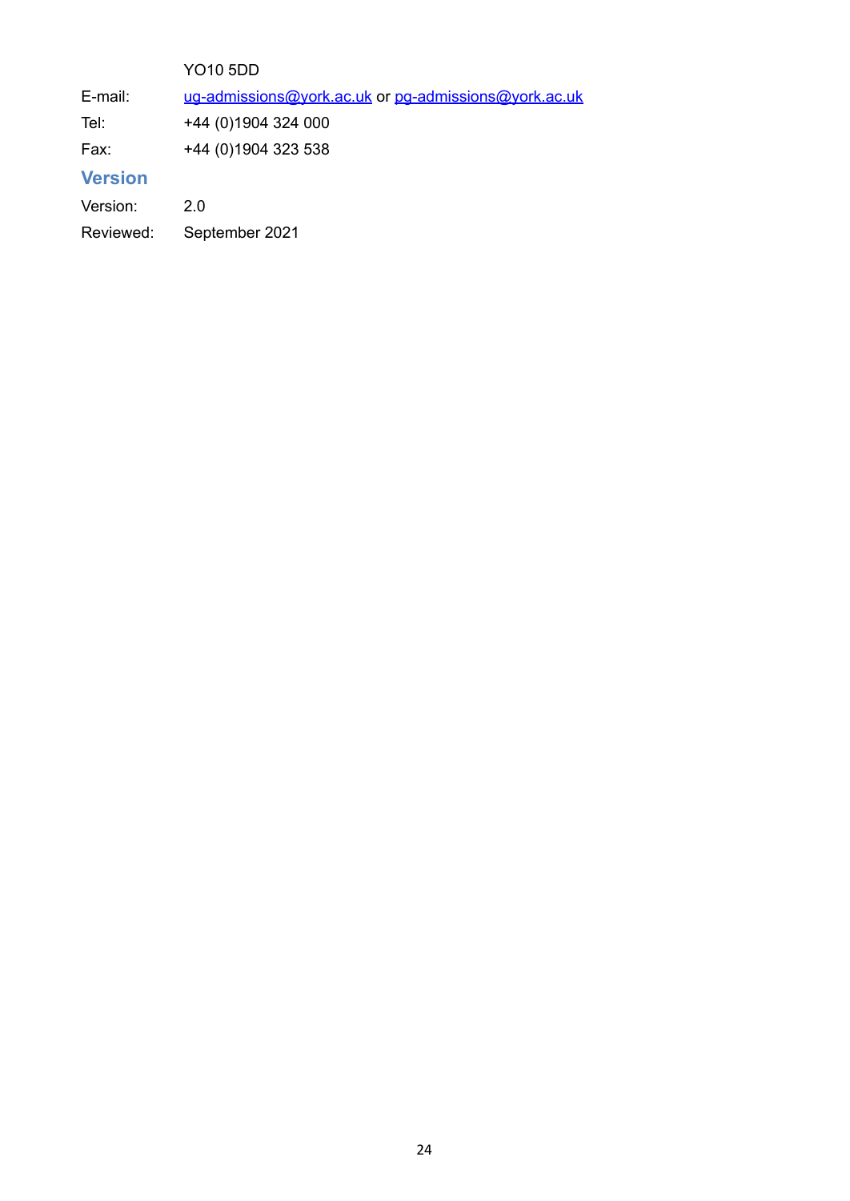YO10 5DD

E-mail: ug-admissions@york.ac.uk or pg-admissions@york.ac.uk

Tel: +44 (0)1904 324 000

Fax: +44 (0)1904 323 538

## Version

Version: 2.0

Reviewed: September 2021